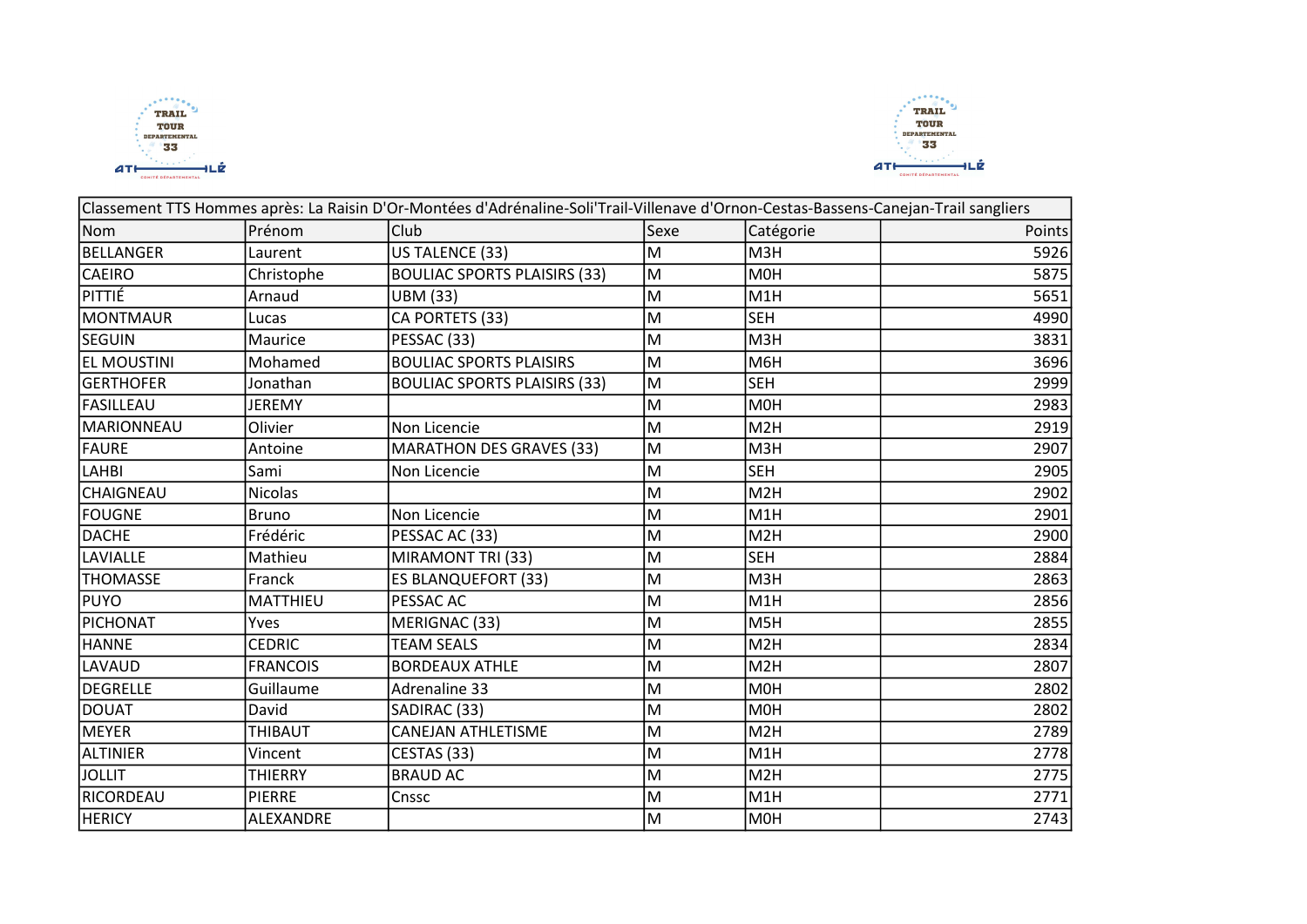| Classement TTS Hommes après: La Raisin D'Or-Montées d'Adrénaline-Soli'Trail-Villenave d'Ornon-Cestas-Bassens-Canejan-Trail sangliers | | | | | |
|---|---|---|---|---|---|
| Nom | Prénom | Club | Sexe | Catégorie | Points |
| BELLANGER | Laurent | US TALENCE (33) | M | M3H | 5926 |
| CAEIRO | Christophe | BOULIAC SPORTS PLAISIRS (33) | M | M0H | 5875 |
| PITTIÉ | Arnaud | UBM (33) | M | M1H | 5651 |
| MONTMAUR | Lucas | CA PORTETS (33) | M | SEH | 4990 |
| SEGUIN | Maurice | PESSAC (33) | M | M3H | 3831 |
| EL MOUSTINI | Mohamed | BOULIAC SPORTS PLAISIRS | M | M6H | 3696 |
| GERTHOFER | Jonathan | BOULIAC SPORTS PLAISIRS (33) | M | SEH | 2999 |
| FASILLEAU | JEREMY | | M | M0H | 2983 |
| MARIONNEAU | Olivier | Non Licencie | M | M2H | 2919 |
| FAURE | Antoine | MARATHON DES GRAVES (33) | M | M3H | 2907 |
| LAHBI | Sami | Non Licencie | M | SEH | 2905 |
| CHAIGNEAU | Nicolas | | M | M2H | 2902 |
| FOUGNE | Bruno | Non Licencie | M | M1H | 2901 |
| DACHE | Frédéric | PESSAC AC (33) | M | M2H | 2900 |
| LAVIALLE | Mathieu | MIRAMONT TRI (33) | M | SEH | 2884 |
| THOMASSE | Franck | ES BLANQUEFORT (33) | M | M3H | 2863 |
| PUYO | MATTHIEU | PESSAC AC | M | M1H | 2856 |
| PICHONAT | Yves | MERIGNAC (33) | M | M5H | 2855 |
| HANNE | CEDRIC | TEAM SEALS | M | M2H | 2834 |
| LAVAUD | FRANCOIS | BORDEAUX ATHLE | M | M2H | 2807 |
| DEGRELLE | Guillaume | Adrenaline 33 | M | M0H | 2802 |
| DOUAT | David | SADIRAC (33) | M | M0H | 2802 |
| MEYER | THIBAUT | CANEJAN ATHLETISME | M | M2H | 2789 |
| ALTINIER | Vincent | CESTAS (33) | M | M1H | 2778 |
| JOLLIT | THIERRY | BRAUD AC | M | M2H | 2775 |
| RICORDEAU | PIERRE | Cnssc | M | M1H | 2771 |
| HERICY | ALEXANDRE | | M | M0H | 2743 |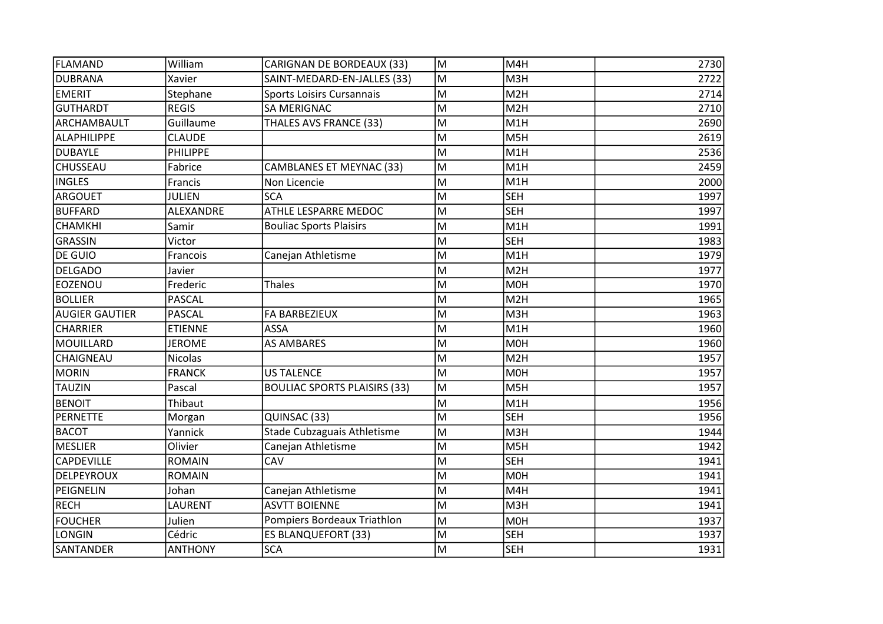| | | | | | |
|---|---|---|---|---|---|
| FLAMAND | William | CARIGNAN DE BORDEAUX (33) | M | M4H | 2730 |
| DUBRANA | Xavier | SAINT-MEDARD-EN-JALLES (33) | M | M3H | 2722 |
| EMERIT | Stephane | Sports Loisirs Cursannais | M | M2H | 2714 |
| GUTHARDT | REGIS | SA MERIGNAC | M | M2H | 2710 |
| ARCHAMBAULT | Guillaume | THALES AVS FRANCE (33) | M | M1H | 2690 |
| ALAPHILIPPE | CLAUDE | | M | M5H | 2619 |
| DUBAYLE | PHILIPPE | | M | M1H | 2536 |
| CHUSSEAU | Fabrice | CAMBLANES ET MEYNAC (33) | M | M1H | 2459 |
| INGLES | Francis | Non Licencie | M | M1H | 2000 |
| ARGOUET | JULIEN | SCA | M | SEH | 1997 |
| BUFFARD | ALEXANDRE | ATHLE LESPARRE MEDOC | M | SEH | 1997 |
| CHAMKHI | Samir | Bouliac Sports Plaisirs | M | M1H | 1991 |
| GRASSIN | Victor | | M | SEH | 1983 |
| DE GUIO | Francois | Canejan Athletisme | M | M1H | 1979 |
| DELGADO | Javier | | M | M2H | 1977 |
| EOZENOU | Frederic | Thales | M | M0H | 1970 |
| BOLLIER | PASCAL | | M | M2H | 1965 |
| AUGIER GAUTIER | PASCAL | FA BARBEZIEUX | M | M3H | 1963 |
| CHARRIER | ETIENNE | ASSA | M | M1H | 1960 |
| MOUILLARD | JEROME | AS AMBARES | M | M0H | 1960 |
| CHAIGNEAU | Nicolas | | M | M2H | 1957 |
| MORIN | FRANCK | US TALENCE | M | M0H | 1957 |
| TAUZIN | Pascal | BOULIAC SPORTS PLAISIRS (33) | M | M5H | 1957 |
| BENOIT | Thibaut | | M | M1H | 1956 |
| PERNETTE | Morgan | QUINSAC (33) | M | SEH | 1956 |
| BACOT | Yannick | Stade Cubzaguais Athletisme | M | M3H | 1944 |
| MESLIER | Olivier | Canejan Athletisme | M | M5H | 1942 |
| CAPDEVILLE | ROMAIN | CAV | M | SEH | 1941 |
| DELPEYROUX | ROMAIN | | M | M0H | 1941 |
| PEIGNELIN | Johan | Canejan Athletisme | M | M4H | 1941 |
| RECH | LAURENT | ASVTT BOIENNE | M | M3H | 1941 |
| FOUCHER | Julien | Pompiers Bordeaux Triathlon | M | M0H | 1937 |
| LONGIN | Cédric | ES BLANQUEFORT (33) | M | SEH | 1937 |
| SANTANDER | ANTHONY | SCA | M | SEH | 1931 |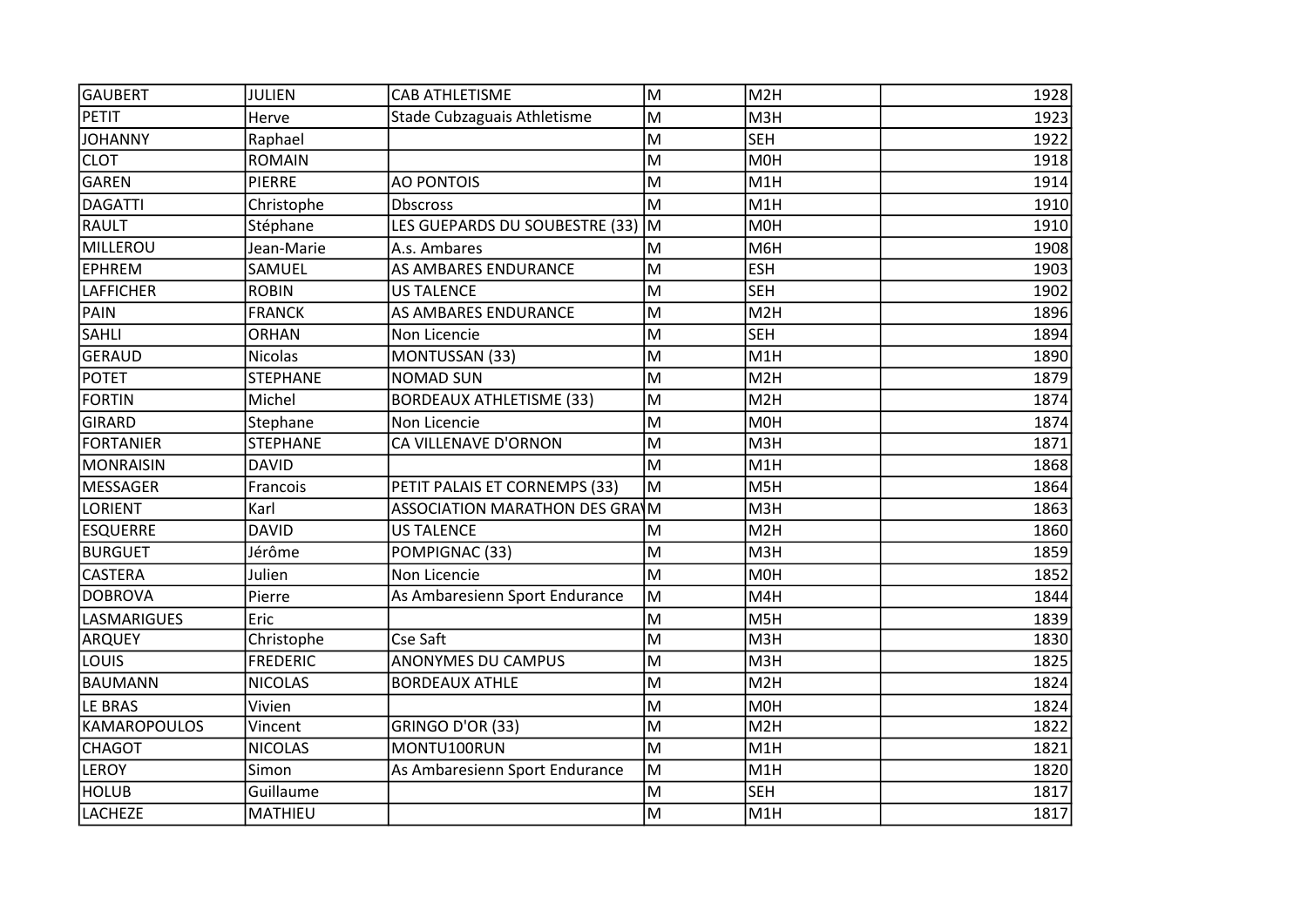| GAUBERT | JULIEN | CAB ATHLETISME | M | M2H | 1928 |
|---|---|---|---|---|---|
| PETIT | Herve | Stade Cubzaguais Athletisme | M | M3H | 1923 |
| JOHANNY | Raphael | | M | SEH | 1922 |
| CLOT | ROMAIN | | M | M0H | 1918 |
| GAREN | PIERRE | AO PONTOIS | M | M1H | 1914 |
| DAGATTI | Christophe | Dbscross | M | M1H | 1910 |
| RAULT | Stéphane | LES GUEPARDS DU SOUBESTRE (33) | M | M0H | 1910 |
| MILLEROU | Jean-Marie | A.s. Ambares | M | M6H | 1908 |
| EPHREM | SAMUEL | AS AMBARES ENDURANCE | M | ESH | 1903 |
| LAFFICHER | ROBIN | US TALENCE | M | SEH | 1902 |
| PAIN | FRANCK | AS AMBARES ENDURANCE | M | M2H | 1896 |
| SAHLI | ORHAN | Non Licencie | M | SEH | 1894 |
| GERAUD | Nicolas | MONTUSSAN (33) | M | M1H | 1890 |
| POTET | STEPHANE | NOMAD SUN | M | M2H | 1879 |
| FORTIN | Michel | BORDEAUX ATHLETISME (33) | M | M2H | 1874 |
| GIRARD | Stephane | Non Licencie | M | M0H | 1874 |
| FORTANIER | STEPHANE | CA VILLENAVE D'ORNON | M | M3H | 1871 |
| MONRAISIN | DAVID | | M | M1H | 1868 |
| MESSAGER | Francois | PETIT PALAIS ET CORNEMPS (33) | M | M5H | 1864 |
| LORIENT | Karl | ASSOCIATION MARATHON DES GRA | M | M3H | 1863 |
| ESQUERRE | DAVID | US TALENCE | M | M2H | 1860 |
| BURGUET | Jérôme | POMPIGNAC (33) | M | M3H | 1859 |
| CASTERA | Julien | Non Licencie | M | M0H | 1852 |
| DOBROVA | Pierre | As Ambaresienn Sport Endurance | M | M4H | 1844 |
| LASMARIGUES | Eric | | M | M5H | 1839 |
| ARQUEY | Christophe | Cse Saft | M | M3H | 1830 |
| LOUIS | FREDERIC | ANONYMES DU CAMPUS | M | M3H | 1825 |
| BAUMANN | NICOLAS | BORDEAUX ATHLE | M | M2H | 1824 |
| LE BRAS | Vivien | | M | M0H | 1824 |
| KAMAROPOULOS | Vincent | GRINGO D'OR (33) | M | M2H | 1822 |
| CHAGOT | NICOLAS | MONTU100RUN | M | M1H | 1821 |
| LEROY | Simon | As Ambaresienn Sport Endurance | M | M1H | 1820 |
| HOLUB | Guillaume | | M | SEH | 1817 |
| LACHEZE | MATHIEU | | M | M1H | 1817 |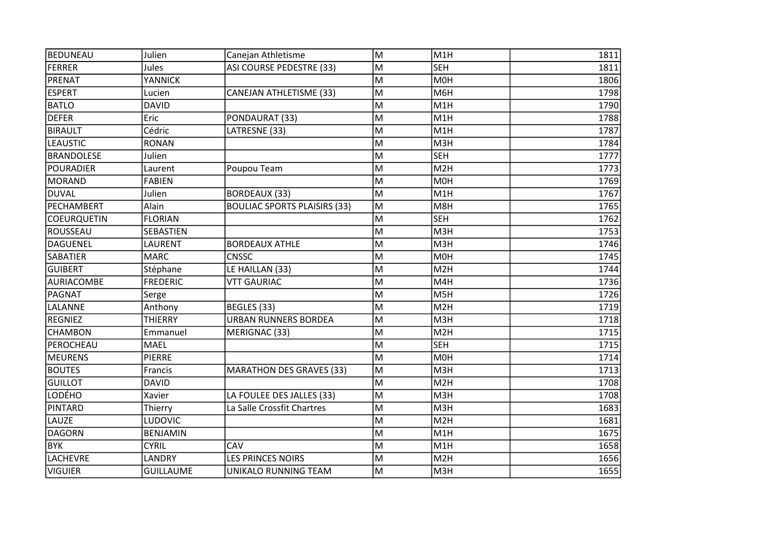| BEDUNEAU | Julien | Canejan Athletisme | M | M1H | 1811 |
|---|---|---|---|---|---|
| FERRER | Jules | ASI COURSE PEDESTRE (33) | M | SEH | 1811 |
| PRENAT | YANNICK | | M | M0H | 1806 |
| ESPERT | Lucien | CANEJAN ATHLETISME (33) | M | M6H | 1798 |
| BATLO | DAVID | | M | M1H | 1790 |
| DEFER | Eric | PONDAURAT (33) | M | M1H | 1788 |
| BIRAULT | Cédric | LATRESNE (33) | M | M1H | 1787 |
| LEAUSTIC | RONAN | | M | M3H | 1784 |
| BRANDOLESE | Julien | | M | SEH | 1777 |
| POURADIER | Laurent | Poupou Team | M | M2H | 1773 |
| MORAND | FABIEN | | M | M0H | 1769 |
| DUVAL | Julien | BORDEAUX (33) | M | M1H | 1767 |
| PECHAMBERT | Alain | BOULIAC SPORTS PLAISIRS (33) | M | M8H | 1765 |
| COEURQUETIN | FLORIAN | | M | SEH | 1762 |
| ROUSSEAU | SEBASTIEN | | M | M3H | 1753 |
| DAGUENEL | LAURENT | BORDEAUX ATHLE | M | M3H | 1746 |
| SABATIER | MARC | CNSSC | M | M0H | 1745 |
| GUIBERT | Stéphane | LE HAILLAN (33) | M | M2H | 1744 |
| AURIACOMBE | FREDERIC | VTT GAURIAC | M | M4H | 1736 |
| PAGNAT | Serge | | M | M5H | 1726 |
| LALANNE | Anthony | BEGLES (33) | M | M2H | 1719 |
| REGNIEZ | THIERRY | URBAN RUNNERS BORDEA | M | M3H | 1718 |
| CHAMBON | Emmanuel | MERIGNAC (33) | M | M2H | 1715 |
| PEROCHEAU | MAEL | | M | SEH | 1715 |
| MEURENS | PIERRE | | M | M0H | 1714 |
| BOUTES | Francis | MARATHON DES GRAVES (33) | M | M3H | 1713 |
| GUILLOT | DAVID | | M | M2H | 1708 |
| LODÉHO | Xavier | LA FOULEE DES JALLES (33) | M | M3H | 1708 |
| PINTARD | Thierry | La Salle Crossfit Chartres | M | M3H | 1683 |
| LAUZE | LUDOVIC | | M | M2H | 1681 |
| DAGORN | BENJAMIN | | M | M1H | 1675 |
| BYK | CYRIL | CAV | M | M1H | 1658 |
| LACHEVRE | LANDRY | LES PRINCES NOIRS | M | M2H | 1656 |
| VIGUIER | GUILLAUME | UNIKALO RUNNING TEAM | M | M3H | 1655 |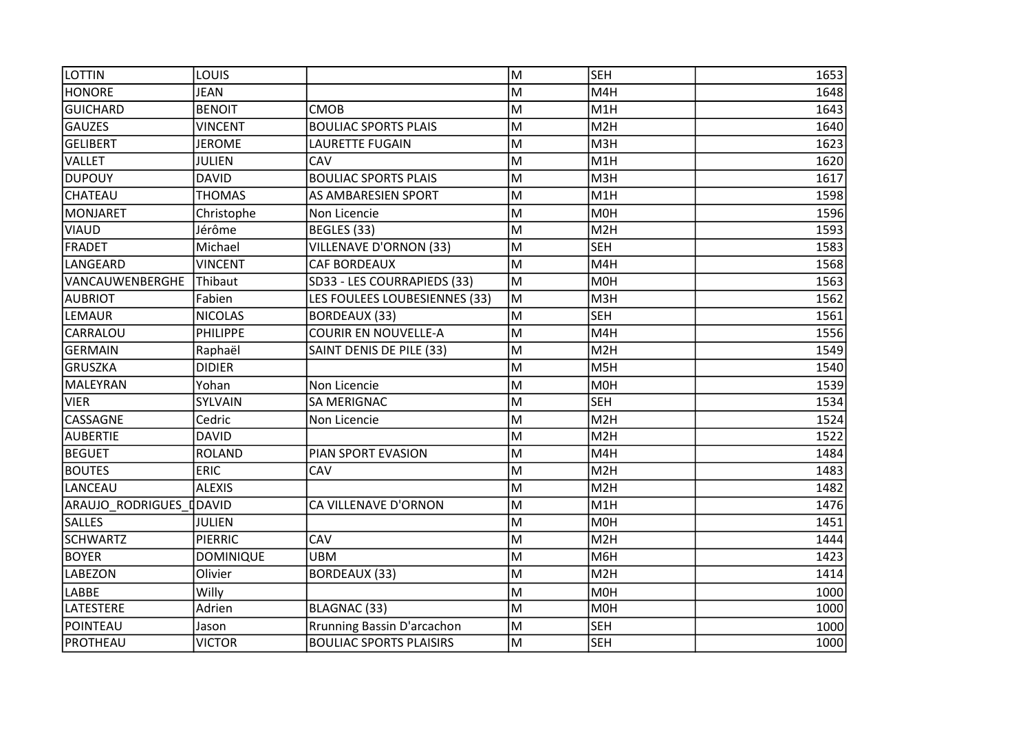| LOTTIN | LOUIS | | M | SEH | 1653 |
|---|---|---|---|---|---|
| HONORE | JEAN | | M | M4H | 1648 |
| GUICHARD | BENOIT | CMOB | M | M1H | 1643 |
| GAUZES | VINCENT | BOULIAC SPORTS PLAIS | M | M2H | 1640 |
| GELIBERT | JEROME | LAURETTE FUGAIN | M | M3H | 1623 |
| VALLET | JULIEN | CAV | M | M1H | 1620 |
| DUPOUY | DAVID | BOULIAC SPORTS PLAIS | M | M3H | 1617 |
| CHATEAU | THOMAS | AS AMBARESIEN SPORT | M | M1H | 1598 |
| MONJARET | Christophe | Non Licencie | M | M0H | 1596 |
| VIAUD | Jérôme | BEGLES (33) | M | M2H | 1593 |
| FRADET | Michael | VILLENAVE D'ORNON (33) | M | SEH | 1583 |
| LANGEARD | VINCENT | CAF BORDEAUX | M | M4H | 1568 |
| VANCAUWENBERGHE | Thibaut | SD33 - LES COURRAPIEDS (33) | M | M0H | 1563 |
| AUBRIOT | Fabien | LES FOULEES LOUBESIENNES (33) | M | M3H | 1562 |
| LEMAUR | NICOLAS | BORDEAUX (33) | M | SEH | 1561 |
| CARRALOU | PHILIPPE | COURIR EN NOUVELLE-A | M | M4H | 1556 |
| GERMAIN | Raphaël | SAINT DENIS DE PILE (33) | M | M2H | 1549 |
| GRUSZKA | DIDIER | | M | M5H | 1540 |
| MALEYRAN | Yohan | Non Licencie | M | M0H | 1539 |
| VIER | SYLVAIN | SA MERIGNAC | M | SEH | 1534 |
| CASSAGNE | Cedric | Non Licencie | M | M2H | 1524 |
| AUBERTIE | DAVID | | M | M2H | 1522 |
| BEGUET | ROLAND | PIAN SPORT EVASION | M | M4H | 1484 |
| BOUTES | ERIC | CAV | M | M2H | 1483 |
| LANCEAU | ALEXIS | | M | M2H | 1482 |
| ARAUJO_RODRIGUES_D | DAVID | CA VILLENAVE D'ORNON | M | M1H | 1476 |
| SALLES | JULIEN | | M | M0H | 1451 |
| SCHWARTZ | PIERRIC | CAV | M | M2H | 1444 |
| BOYER | DOMINIQUE | UBM | M | M6H | 1423 |
| LABEZON | Olivier | BORDEAUX (33) | M | M2H | 1414 |
| LABBE | Willy | | M | M0H | 1000 |
| LATESTERE | Adrien | BLAGNAC (33) | M | M0H | 1000 |
| POINTEAU | Jason | Rrunning Bassin D'arcachon | M | SEH | 1000 |
| PROTHEAU | VICTOR | BOULIAC SPORTS PLAISIRS | M | SEH | 1000 |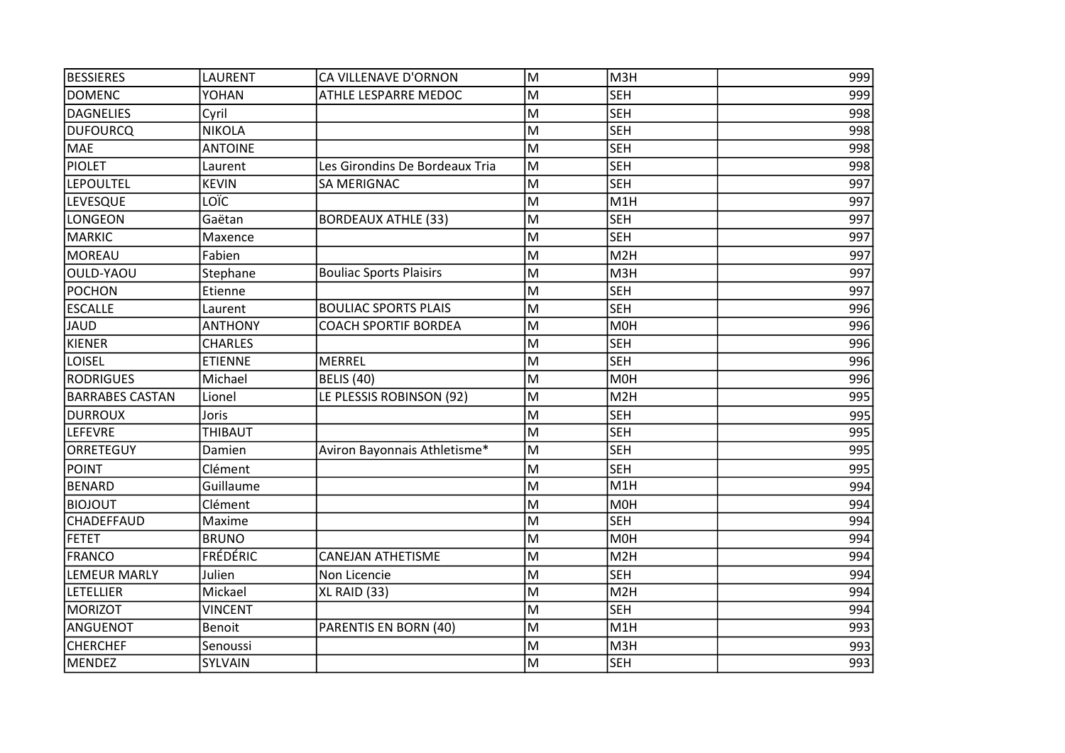| | | | | | |
|---|---|---|---|---|---|
| BESSIERES | LAURENT | CA VILLENAVE D'ORNON | M | M3H | 999 |
| DOMENC | YOHAN | ATHLE LESPARRE MEDOC | M | SEH | 999 |
| DAGNELIES | Cyril | | M | SEH | 998 |
| DUFOURCQ | NIKOLA | | M | SEH | 998 |
| MAE | ANTOINE | | M | SEH | 998 |
| PIOLET | Laurent | Les Girondins De Bordeaux Tria | M | SEH | 998 |
| LEPOULTEL | KEVIN | SA MERIGNAC | M | SEH | 997 |
| LEVESQUE | LOÏC | | M | M1H | 997 |
| LONGEON | Gaëtan | BORDEAUX ATHLE (33) | M | SEH | 997 |
| MARKIC | Maxence | | M | SEH | 997 |
| MOREAU | Fabien | | M | M2H | 997 |
| OULD-YAOU | Stephane | Bouliac Sports Plaisirs | M | M3H | 997 |
| POCHON | Etienne | | M | SEH | 997 |
| ESCALLE | Laurent | BOULIAC SPORTS PLAIS | M | SEH | 996 |
| JAUD | ANTHONY | COACH SPORTIF BORDEA | M | M0H | 996 |
| KIENER | CHARLES | | M | SEH | 996 |
| LOISEL | ETIENNE | MERREL | M | SEH | 996 |
| RODRIGUES | Michael | BELIS (40) | M | M0H | 996 |
| BARRABES CASTAN | Lionel | LE PLESSIS ROBINSON (92) | M | M2H | 995 |
| DURROUX | Joris | | M | SEH | 995 |
| LEFEVRE | THIBAUT | | M | SEH | 995 |
| ORRETEGUY | Damien | Aviron Bayonnais Athletisme* | M | SEH | 995 |
| POINT | Clément | | M | SEH | 995 |
| BENARD | Guillaume | | M | M1H | 994 |
| BIOJOUT | Clément | | M | M0H | 994 |
| CHADEFFAUD | Maxime | | M | SEH | 994 |
| FETET | BRUNO | | M | M0H | 994 |
| FRANCO | FRÉDÉRIC | CANEJAN ATHETISME | M | M2H | 994 |
| LEMEUR MARLY | Julien | Non Licencie | M | SEH | 994 |
| LETELLIER | Mickael | XL RAID (33) | M | M2H | 994 |
| MORIZOT | VINCENT | | M | SEH | 994 |
| ANGUENOT | Benoit | PARENTIS EN BORN (40) | M | M1H | 993 |
| CHERCHEF | Senoussi | | M | M3H | 993 |
| MENDEZ | SYLVAIN | | M | SEH | 993 |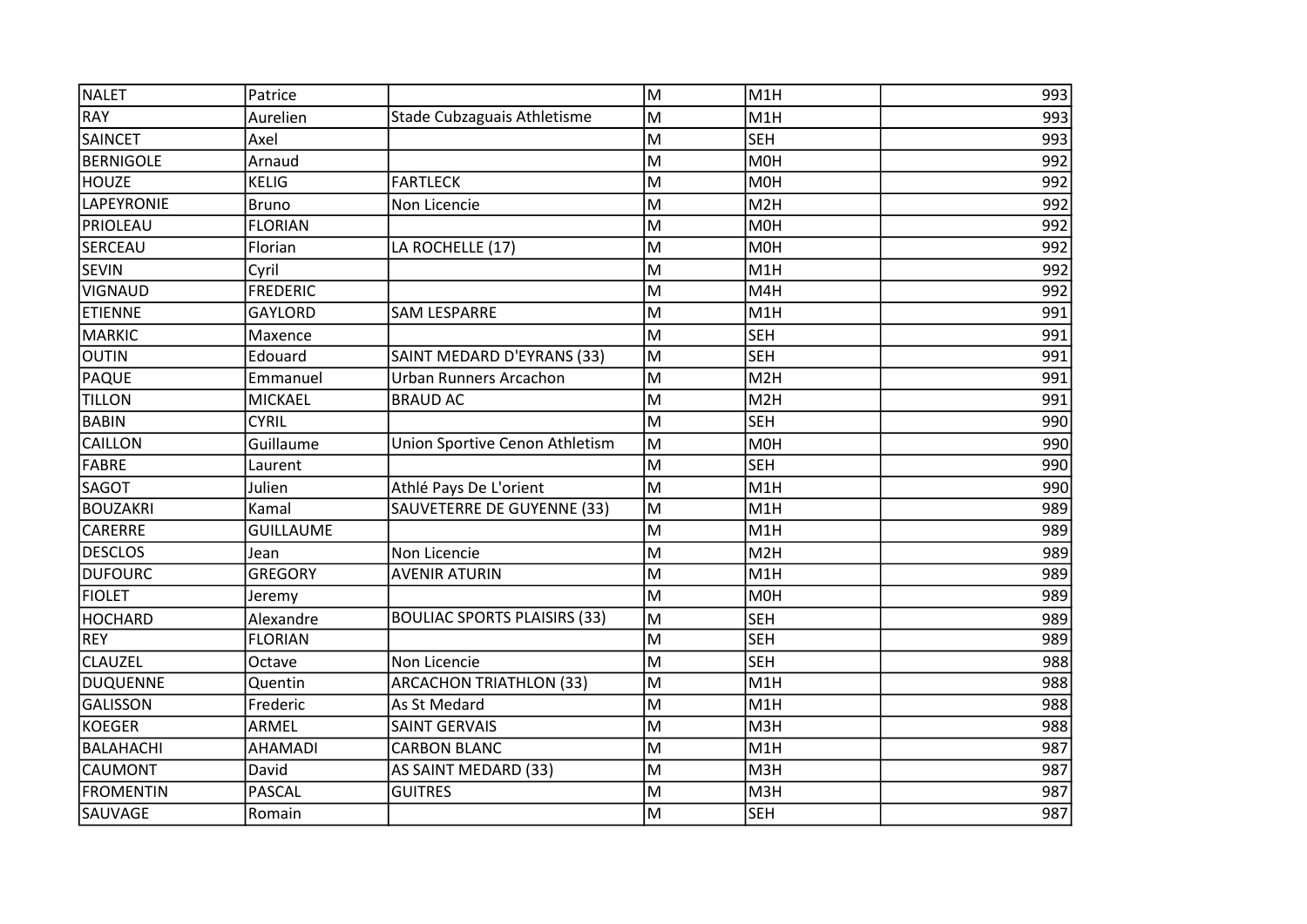| NALET | Patrice | | M | M1H | 993 |
|---|---|---|---|---|---|
| RAY | Aurelien | Stade Cubzaguais Athletisme | M | M1H | 993 |
| SAINCET | Axel | | M | SEH | 993 |
| BERNIGOLE | Arnaud | | M | M0H | 992 |
| HOUZE | KELIG | FARTLECK | M | M0H | 992 |
| LAPEYRONIE | Bruno | Non Licencie | M | M2H | 992 |
| PRIOLEAU | FLORIAN | | M | M0H | 992 |
| SERCEAU | Florian | LA ROCHELLE (17) | M | M0H | 992 |
| SEVIN | Cyril | | M | M1H | 992 |
| VIGNAUD | FREDERIC | | M | M4H | 992 |
| ETIENNE | GAYLORD | SAM LESPARRE | M | M1H | 991 |
| MARKIC | Maxence | | M | SEH | 991 |
| OUTIN | Edouard | SAINT MEDARD D'EYRANS (33) | M | SEH | 991 |
| PAQUE | Emmanuel | Urban Runners Arcachon | M | M2H | 991 |
| TILLON | MICKAEL | BRAUD AC | M | M2H | 991 |
| BABIN | CYRIL | | M | SEH | 990 |
| CAILLON | Guillaume | Union Sportive Cenon Athletism | M | M0H | 990 |
| FABRE | Laurent | | M | SEH | 990 |
| SAGOT | Julien | Athlé Pays De L'orient | M | M1H | 990 |
| BOUZAKRI | Kamal | SAUVETERRE DE GUYENNE (33) | M | M1H | 989 |
| CARERRE | GUILLAUME | | M | M1H | 989 |
| DESCLOS | Jean | Non Licencie | M | M2H | 989 |
| DUFOURC | GREGORY | AVENIR ATURIN | M | M1H | 989 |
| FIOLET | Jeremy | | M | M0H | 989 |
| HOCHARD | Alexandre | BOULIAC SPORTS PLAISIRS (33) | M | SEH | 989 |
| REY | FLORIAN | | M | SEH | 989 |
| CLAUZEL | Octave | Non Licencie | M | SEH | 988 |
| DUQUENNE | Quentin | ARCACHON TRIATHLON (33) | M | M1H | 988 |
| GALISSON | Frederic | As St Medard | M | M1H | 988 |
| KOEGER | ARMEL | SAINT GERVAIS | M | M3H | 988 |
| BALAHACHI | AHAMADI | CARBON BLANC | M | M1H | 987 |
| CAUMONT | David | AS SAINT MEDARD (33) | M | M3H | 987 |
| FROMENTIN | PASCAL | GUITRES | M | M3H | 987 |
| SAUVAGE | Romain | | M | SEH | 987 |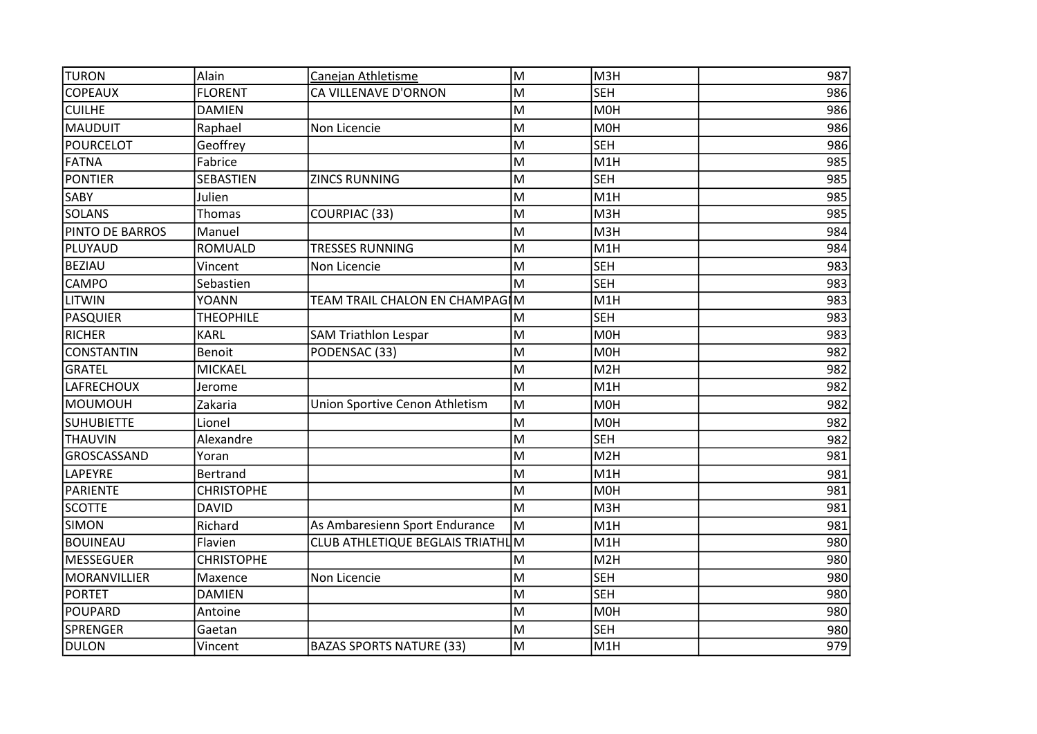| | | | | | |
|---|---|---|---|---|---|
| TURON | Alain | Canejan Athletisme | M | M3H | 987 |
| COPEAUX | FLORENT | CA VILLENAVE D'ORNON | M | SEH | 986 |
| CUILHE | DAMIEN | | M | M0H | 986 |
| MAUDUIT | Raphael | Non Licencie | M | M0H | 986 |
| POURCELOT | Geoffrey | | M | SEH | 986 |
| FATNA | Fabrice | | M | M1H | 985 |
| PONTIER | SEBASTIEN | ZINCS RUNNING | M | SEH | 985 |
| SABY | Julien | | M | M1H | 985 |
| SOLANS | Thomas | COURPIAC (33) | M | M3H | 985 |
| PINTO DE BARROS | Manuel | | M | M3H | 984 |
| PLUYAUD | ROMUALD | TRESSES RUNNING | M | M1H | 984 |
| BEZIAU | Vincent | Non Licencie | M | SEH | 983 |
| CAMPO | Sebastien | | M | SEH | 983 |
| LITWIN | YOANN | TEAM TRAIL CHALON EN CHAMPAGI | M | M1H | 983 |
| PASQUIER | THEOPHILE | | M | SEH | 983 |
| RICHER | KARL | SAM Triathlon Lespar | M | M0H | 983 |
| CONSTANTIN | Benoit | PODENSAC (33) | M | M0H | 982 |
| GRATEL | MICKAEL | | M | M2H | 982 |
| LAFRECHOUX | Jerome | | M | M1H | 982 |
| MOUMOUH | Zakaria | Union Sportive Cenon Athletism | M | M0H | 982 |
| SUHUBIETTE | Lionel | | M | M0H | 982 |
| THAUVIN | Alexandre | | M | SEH | 982 |
| GROSCASSAND | Yoran | | M | M2H | 981 |
| LAPEYRE | Bertrand | | M | M1H | 981 |
| PARIENTE | CHRISTOPHE | | M | M0H | 981 |
| SCOTTE | DAVID | | M | M3H | 981 |
| SIMON | Richard | As Ambaresienn Sport Endurance | M | M1H | 981 |
| BOUINEAU | Flavien | CLUB ATHLETIQUE BEGLAIS TRIATHL | M | M1H | 980 |
| MESSEGUER | CHRISTOPHE | | M | M2H | 980 |
| MORANVILLIER | Maxence | Non Licencie | M | SEH | 980 |
| PORTET | DAMIEN | | M | SEH | 980 |
| POUPARD | Antoine | | M | M0H | 980 |
| SPRENGER | Gaetan | | M | SEH | 980 |
| DULON | Vincent | BAZAS SPORTS NATURE (33) | M | M1H | 979 |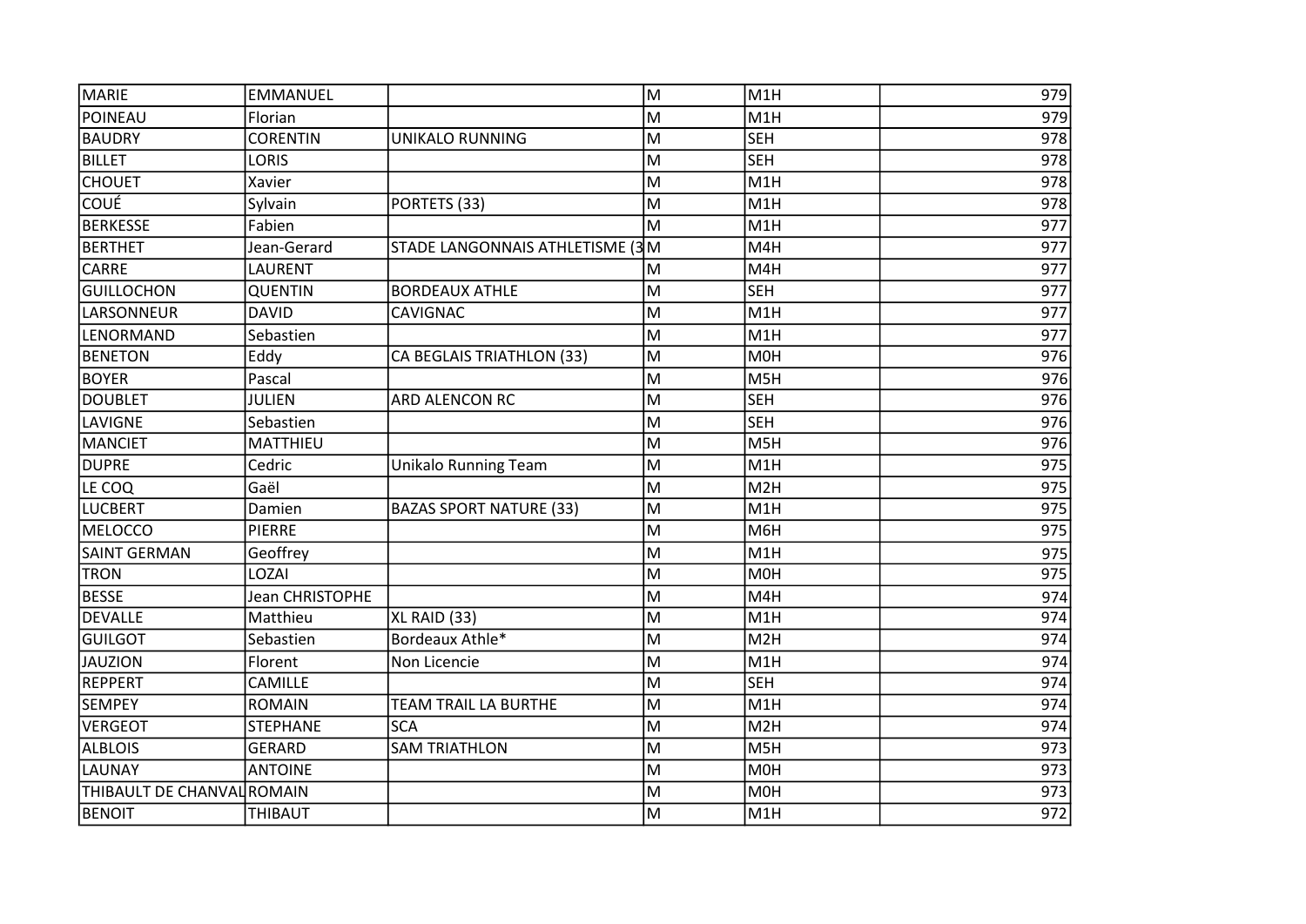| MARIE | EMMANUEL | | M | M1H | 979 |
|---|---|---|---|---|---|
| POINEAU | Florian | | M | M1H | 979 |
| BAUDRY | CORENTIN | UNIKALO RUNNING | M | SEH | 978 |
| BILLET | LORIS | | M | SEH | 978 |
| CHOUET | Xavier | | M | M1H | 978 |
| COUÉ | Sylvain | PORTETS (33) | M | M1H | 978 |
| BERKESSE | Fabien | | M | M1H | 977 |
| BERTHET | Jean-Gerard | STADE LANGONNAIS ATHLETISME (3 | M | M4H | 977 |
| CARRE | LAURENT | | M | M4H | 977 |
| GUILLOCHON | QUENTIN | BORDEAUX ATHLE | M | SEH | 977 |
| LARSONNEUR | DAVID | CAVIGNAC | M | M1H | 977 |
| LENORMAND | Sebastien | | M | M1H | 977 |
| BENETON | Eddy | CA BEGLAIS TRIATHLON (33) | M | M0H | 976 |
| BOYER | Pascal | | M | M5H | 976 |
| DOUBLET | JULIEN | ARD ALENCON RC | M | SEH | 976 |
| LAVIGNE | Sebastien | | M | SEH | 976 |
| MANCIET | MATTHIEU | | M | M5H | 976 |
| DUPRE | Cedric | Unikalo Running Team | M | M1H | 975 |
| LE COQ | Gaël | | M | M2H | 975 |
| LUCBERT | Damien | BAZAS SPORT NATURE (33) | M | M1H | 975 |
| MELOCCO | PIERRE | | M | M6H | 975 |
| SAINT GERMAN | Geoffrey | | M | M1H | 975 |
| TRON | LOZAI | | M | M0H | 975 |
| BESSE | Jean CHRISTOPHE | | M | M4H | 974 |
| DEVALLE | Matthieu | XL RAID (33) | M | M1H | 974 |
| GUILGOT | Sebastien | Bordeaux Athle* | M | M2H | 974 |
| JAUZION | Florent | Non Licencie | M | M1H | 974 |
| REPPERT | CAMILLE | | M | SEH | 974 |
| SEMPEY | ROMAIN | TEAM TRAIL LA BURTHE | M | M1H | 974 |
| VERGEOT | STEPHANE | SCA | M | M2H | 974 |
| ALBLOIS | GERARD | SAM TRIATHLON | M | M5H | 973 |
| LAUNAY | ANTOINE | | M | M0H | 973 |
| THIBAULT DE CHANVAL | ROMAIN | | M | M0H | 973 |
| BENOIT | THIBAUT | | M | M1H | 972 |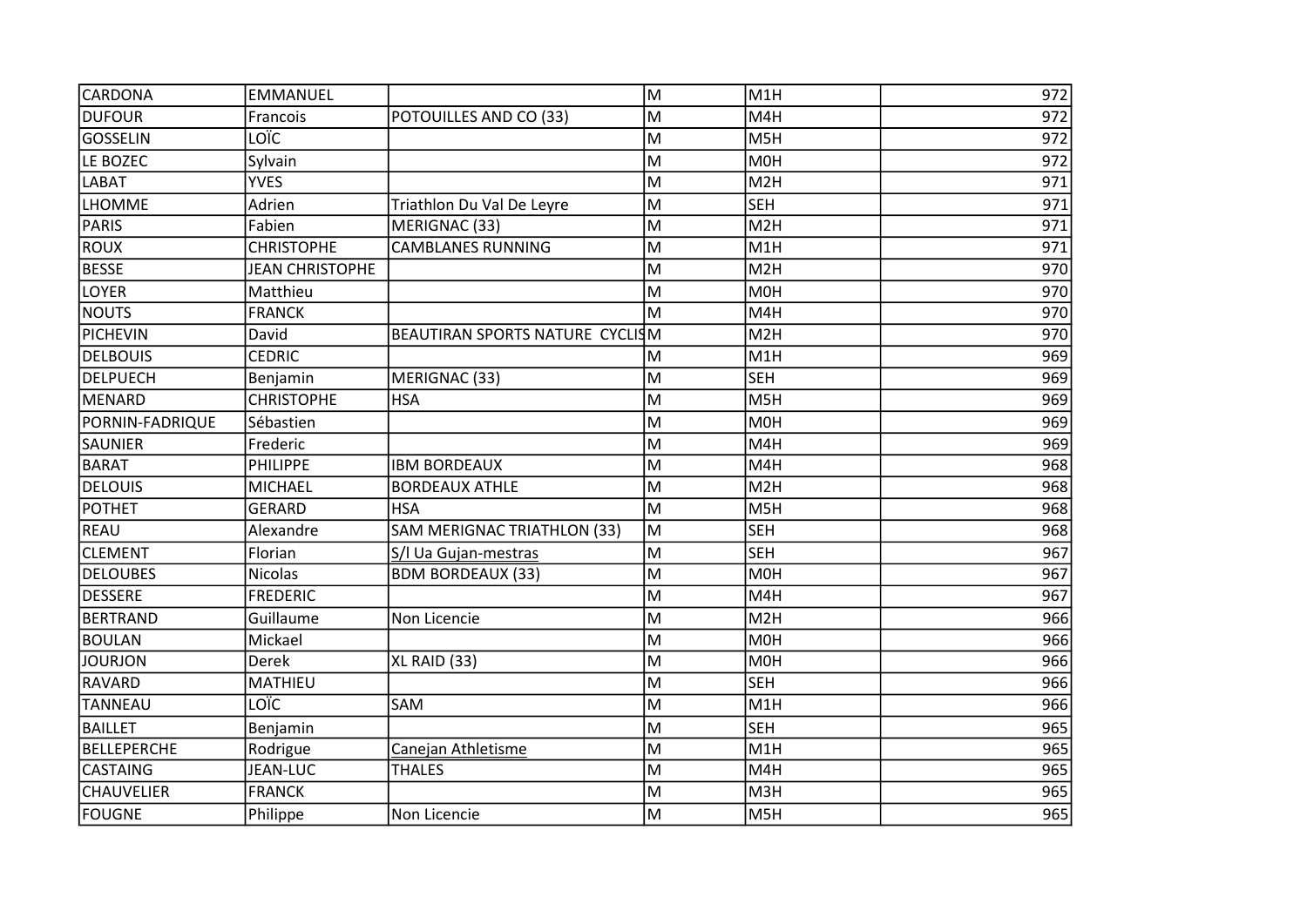| | | | | | |
|---|---|---|---|---|---|
| CARDONA | EMMANUEL | | M | M1H | 972 |
| DUFOUR | Francois | POTOUILLES AND CO (33) | M | M4H | 972 |
| GOSSELIN | LOÏC | | M | M5H | 972 |
| LE BOZEC | Sylvain | | M | M0H | 972 |
| LABAT | YVES | | M | M2H | 971 |
| LHOMME | Adrien | Triathlon Du Val De Leyre | M | SEH | 971 |
| PARIS | Fabien | MERIGNAC (33) | M | M2H | 971 |
| ROUX | CHRISTOPHE | CAMBLANES RUNNING | M | M1H | 971 |
| BESSE | JEAN CHRISTOPHE | | M | M2H | 970 |
| LOYER | Matthieu | | M | M0H | 970 |
| NOUTS | FRANCK | | M | M4H | 970 |
| PICHEVIN | David | BEAUTIRAN SPORTS NATURE CYCLIS | M | M2H | 970 |
| DELBOUIS | CEDRIC | | M | M1H | 969 |
| DELPUECH | Benjamin | MERIGNAC (33) | M | SEH | 969 |
| MENARD | CHRISTOPHE | HSA | M | M5H | 969 |
| PORNIN-FADRIQUE | Sébastien | | M | M0H | 969 |
| SAUNIER | Frederic | | M | M4H | 969 |
| BARAT | PHILIPPE | IBM BORDEAUX | M | M4H | 968 |
| DELOUIS | MICHAEL | BORDEAUX ATHLE | M | M2H | 968 |
| POTHET | GERARD | HSA | M | M5H | 968 |
| REAU | Alexandre | SAM MERIGNAC TRIATHLON (33) | M | SEH | 968 |
| CLEMENT | Florian | S/l Ua Gujan-mestras | M | SEH | 967 |
| DELOUBES | Nicolas | BDM BORDEAUX (33) | M | M0H | 967 |
| DESSERE | FREDERIC | | M | M4H | 967 |
| BERTRAND | Guillaume | Non Licencie | M | M2H | 966 |
| BOULAN | Mickael | | M | M0H | 966 |
| JOURJON | Derek | XL RAID (33) | M | M0H | 966 |
| RAVARD | MATHIEU | | M | SEH | 966 |
| TANNEAU | LOÏC | SAM | M | M1H | 966 |
| BAILLET | Benjamin | | M | SEH | 965 |
| BELLEPERCHE | Rodrigue | Canejan Athletisme | M | M1H | 965 |
| CASTAING | JEAN-LUC | THALES | M | M4H | 965 |
| CHAUVELIER | FRANCK | | M | M3H | 965 |
| FOUGNE | Philippe | Non Licencie | M | M5H | 965 |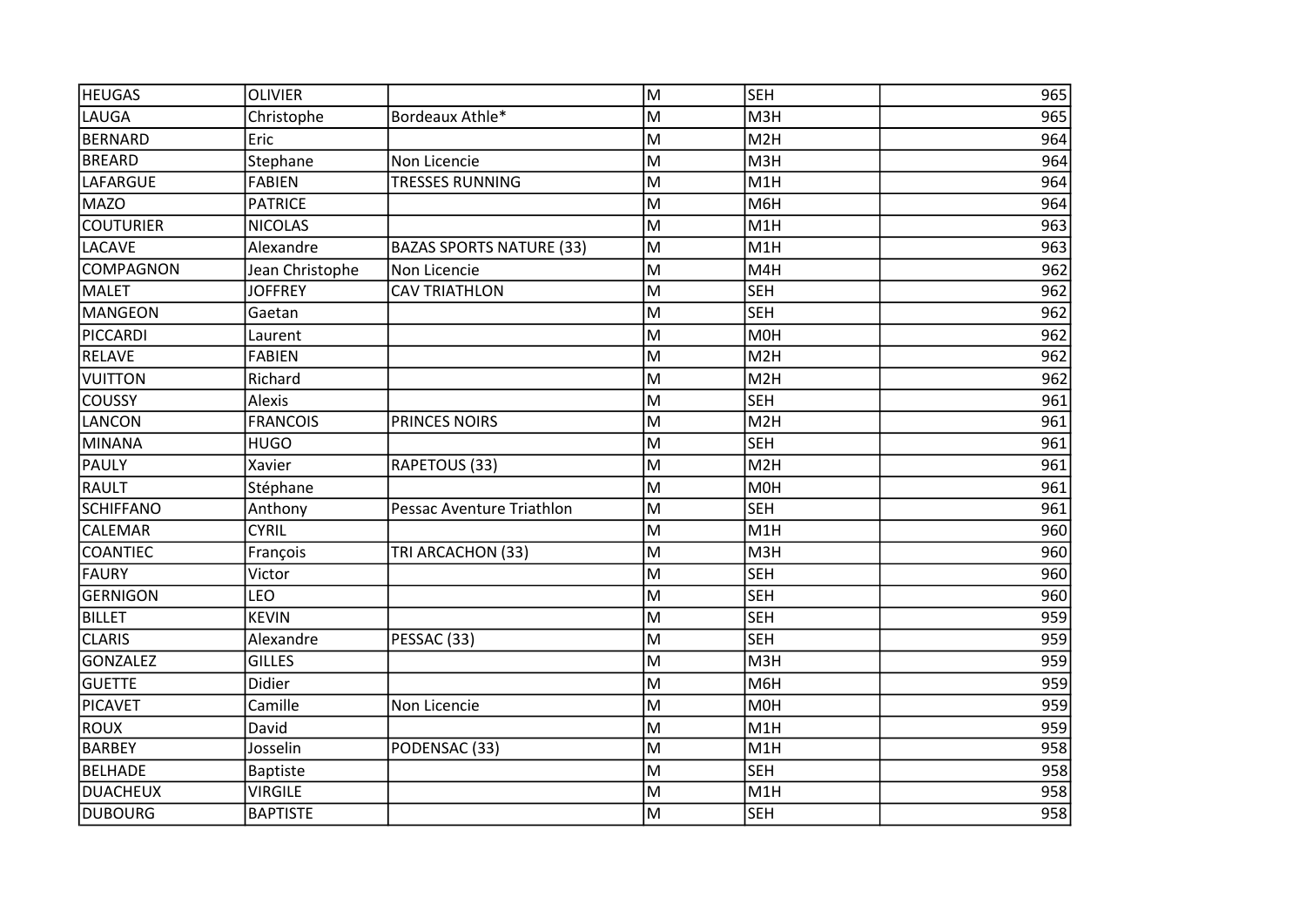| | | | | | |
|---|---|---|---|---|---|
| HEUGAS | OLIVIER | | M | SEH | 965 |
| LAUGA | Christophe | Bordeaux Athle* | M | M3H | 965 |
| BERNARD | Eric | | M | M2H | 964 |
| BREARD | Stephane | Non Licencie | M | M3H | 964 |
| LAFARGUE | FABIEN | TRESSES RUNNING | M | M1H | 964 |
| MAZO | PATRICE | | M | M6H | 964 |
| COUTURIER | NICOLAS | | M | M1H | 963 |
| LACAVE | Alexandre | BAZAS SPORTS NATURE (33) | M | M1H | 963 |
| COMPAGNON | Jean Christophe | Non Licencie | M | M4H | 962 |
| MALET | JOFFREY | CAV TRIATHLON | M | SEH | 962 |
| MANGEON | Gaetan | | M | SEH | 962 |
| PICCARDI | Laurent | | M | M0H | 962 |
| RELAVE | FABIEN | | M | M2H | 962 |
| VUITTON | Richard | | M | M2H | 962 |
| COUSSY | Alexis | | M | SEH | 961 |
| LANCON | FRANCOIS | PRINCES NOIRS | M | M2H | 961 |
| MINANA | HUGO | | M | SEH | 961 |
| PAULY | Xavier | RAPETOUS (33) | M | M2H | 961 |
| RAULT | Stéphane | | M | M0H | 961 |
| SCHIFFANO | Anthony | Pessac Aventure Triathlon | M | SEH | 961 |
| CALEMAR | CYRIL | | M | M1H | 960 |
| COANTIEC | François | TRI ARCACHON (33) | M | M3H | 960 |
| FAURY | Victor | | M | SEH | 960 |
| GERNIGON | LEO | | M | SEH | 960 |
| BILLET | KEVIN | | M | SEH | 959 |
| CLARIS | Alexandre | PESSAC (33) | M | SEH | 959 |
| GONZALEZ | GILLES | | M | M3H | 959 |
| GUETTE | Didier | | M | M6H | 959 |
| PICAVET | Camille | Non Licencie | M | M0H | 959 |
| ROUX | David | | M | M1H | 959 |
| BARBEY | Josselin | PODENSAC (33) | M | M1H | 958 |
| BELHADE | Baptiste | | M | SEH | 958 |
| DUACHEUX | VIRGILE | | M | M1H | 958 |
| DUBOURG | BAPTISTE | | M | SEH | 958 |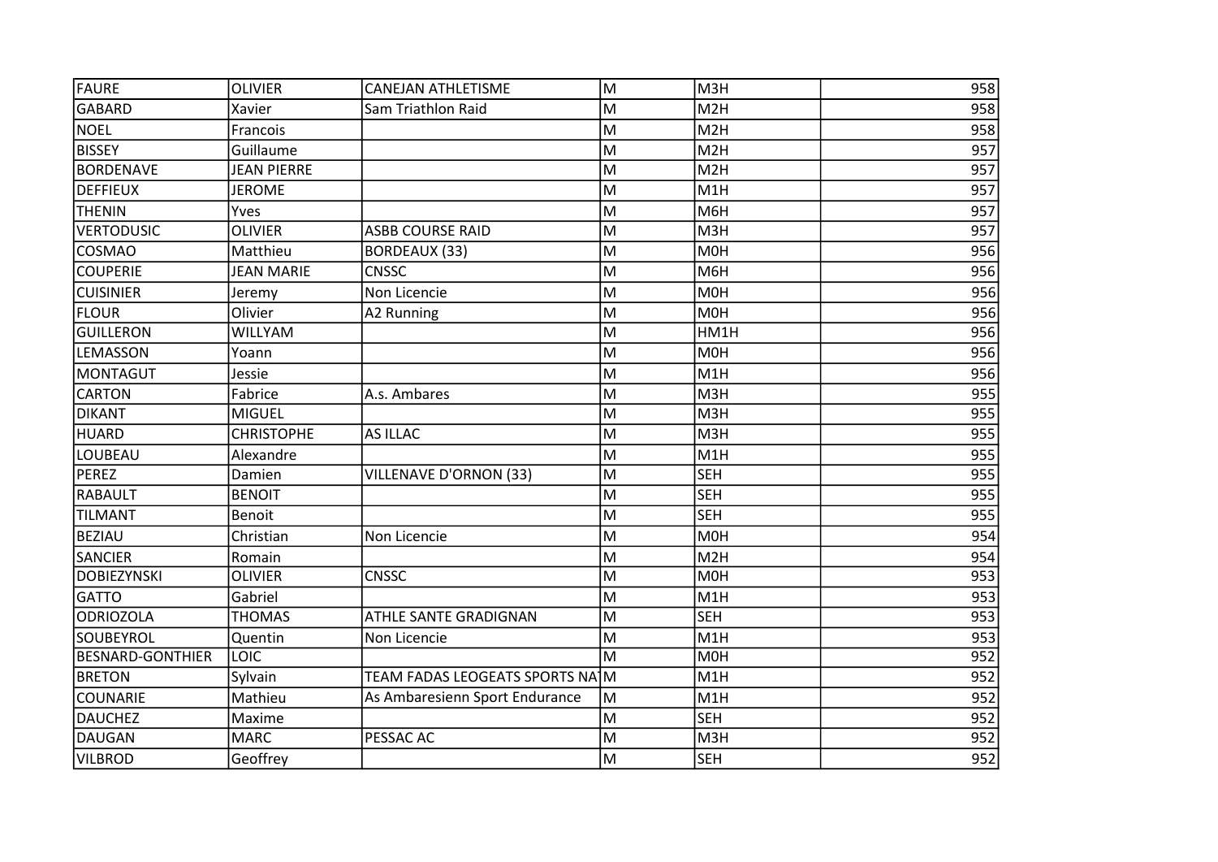| FAURE | OLIVIER | CANEJAN ATHLETISME | M | M3H | 958 |
|---|---|---|---|---|---|
| GABARD | Xavier | Sam Triathlon Raid | M | M2H | 958 |
| NOEL | Francois | | M | M2H | 958 |
| BISSEY | Guillaume | | M | M2H | 957 |
| BORDENAVE | JEAN PIERRE | | M | M2H | 957 |
| DEFFIEUX | JEROME | | M | M1H | 957 |
| THENIN | Yves | | M | M6H | 957 |
| VERTODUSIC | OLIVIER | ASBB COURSE RAID | M | M3H | 957 |
| COSMAO | Matthieu | BORDEAUX (33) | M | M0H | 956 |
| COUPERIE | JEAN MARIE | CNSSC | M | M6H | 956 |
| CUISINIER | Jeremy | Non Licencie | M | M0H | 956 |
| FLOUR | Olivier | A2 Running | M | M0H | 956 |
| GUILLERON | WILLYAM | | M | HM1H | 956 |
| LEMASSON | Yoann | | M | M0H | 956 |
| MONTAGUT | Jessie | | M | M1H | 956 |
| CARTON | Fabrice | A.s. Ambares | M | M3H | 955 |
| DIKANT | MIGUEL | | M | M3H | 955 |
| HUARD | CHRISTOPHE | AS ILLAC | M | M3H | 955 |
| LOUBEAU | Alexandre | | M | M1H | 955 |
| PEREZ | Damien | VILLENAVE D'ORNON (33) | M | SEH | 955 |
| RABAULT | BENOIT | | M | SEH | 955 |
| TILMANT | Benoit | | M | SEH | 955 |
| BEZIAU | Christian | Non Licencie | M | M0H | 954 |
| SANCIER | Romain | | M | M2H | 954 |
| DOBIEZYNSKI | OLIVIER | CNSSC | M | M0H | 953 |
| GATTO | Gabriel | | M | M1H | 953 |
| ODRIOZOLA | THOMAS | ATHLE SANTE GRADIGNAN | M | SEH | 953 |
| SOUBEYROL | Quentin | Non Licencie | M | M1H | 953 |
| BESNARD-GONTHIER | LOIC | | M | M0H | 952 |
| BRETON | Sylvain | TEAM FADAS LEOGEATS SPORTS NA | M | M1H | 952 |
| COUNARIE | Mathieu | As Ambaresienn Sport Endurance | M | M1H | 952 |
| DAUCHEZ | Maxime | | M | SEH | 952 |
| DAUGAN | MARC | PESSAC AC | M | M3H | 952 |
| VILBROD | Geoffrey | | M | SEH | 952 |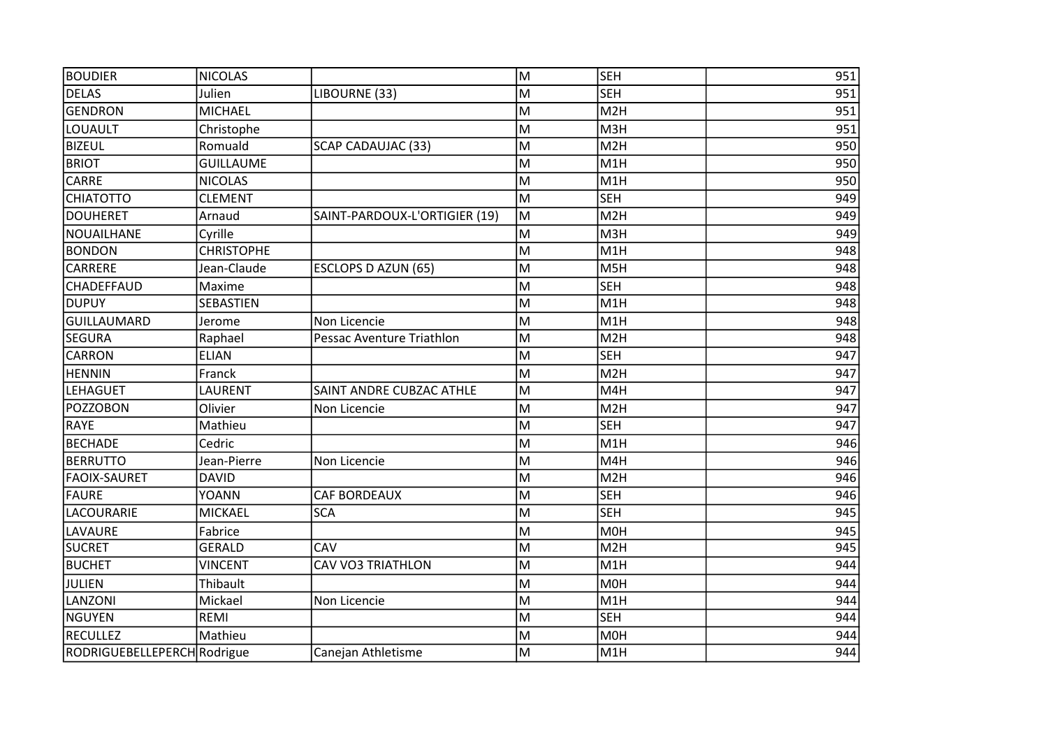| BOUDIER | NICOLAS | | M | SEH | 951 |
|---|---|---|---|---|---|
| DELAS | Julien | LIBOURNE (33) | M | SEH | 951 |
| GENDRON | MICHAEL | | M | M2H | 951 |
| LOUAULT | Christophe | | M | M3H | 951 |
| BIZEUL | Romuald | SCAP CADAUJAC (33) | M | M2H | 950 |
| BRIOT | GUILLAUME | | M | M1H | 950 |
| CARRE | NICOLAS | | M | M1H | 950 |
| CHIATOTTO | CLEMENT | | M | SEH | 949 |
| DOUHERET | Arnaud | SAINT-PARDOUX-L'ORTIGIER (19) | M | M2H | 949 |
| NOUAILHANE | Cyrille | | M | M3H | 949 |
| BONDON | CHRISTOPHE | | M | M1H | 948 |
| CARRERE | Jean-Claude | ESCLOPS D AZUN (65) | M | M5H | 948 |
| CHADEFFAUD | Maxime | | M | SEH | 948 |
| DUPUY | SEBASTIEN | | M | M1H | 948 |
| GUILLAUMARD | Jerome | Non Licencie | M | M1H | 948 |
| SEGURA | Raphael | Pessac Aventure Triathlon | M | M2H | 948 |
| CARRON | ELIAN | | M | SEH | 947 |
| HENNIN | Franck | | M | M2H | 947 |
| LEHAGUET | LAURENT | SAINT ANDRE CUBZAC ATHLE | M | M4H | 947 |
| POZZOBON | Olivier | Non Licencie | M | M2H | 947 |
| RAYE | Mathieu | | M | SEH | 947 |
| BECHADE | Cedric | | M | M1H | 946 |
| BERRUTTO | Jean-Pierre | Non Licencie | M | M4H | 946 |
| FAOIX-SAURET | DAVID | | M | M2H | 946 |
| FAURE | YOANN | CAF BORDEAUX | M | SEH | 946 |
| LACOURARIE | MICKAEL | SCA | M | SEH | 945 |
| LAVAURE | Fabrice | | M | M0H | 945 |
| SUCRET | GERALD | CAV | M | M2H | 945 |
| BUCHET | VINCENT | CAV VO3 TRIATHLON | M | M1H | 944 |
| JULIEN | Thibault | | M | M0H | 944 |
| LANZONI | Mickael | Non Licencie | M | M1H | 944 |
| NGUYEN | REMI | | M | SEH | 944 |
| RECULLEZ | Mathieu | | M | M0H | 944 |
| RODRIGUEBELLEPERCH | Rodrigue | Canejan Athletisme | M | M1H | 944 |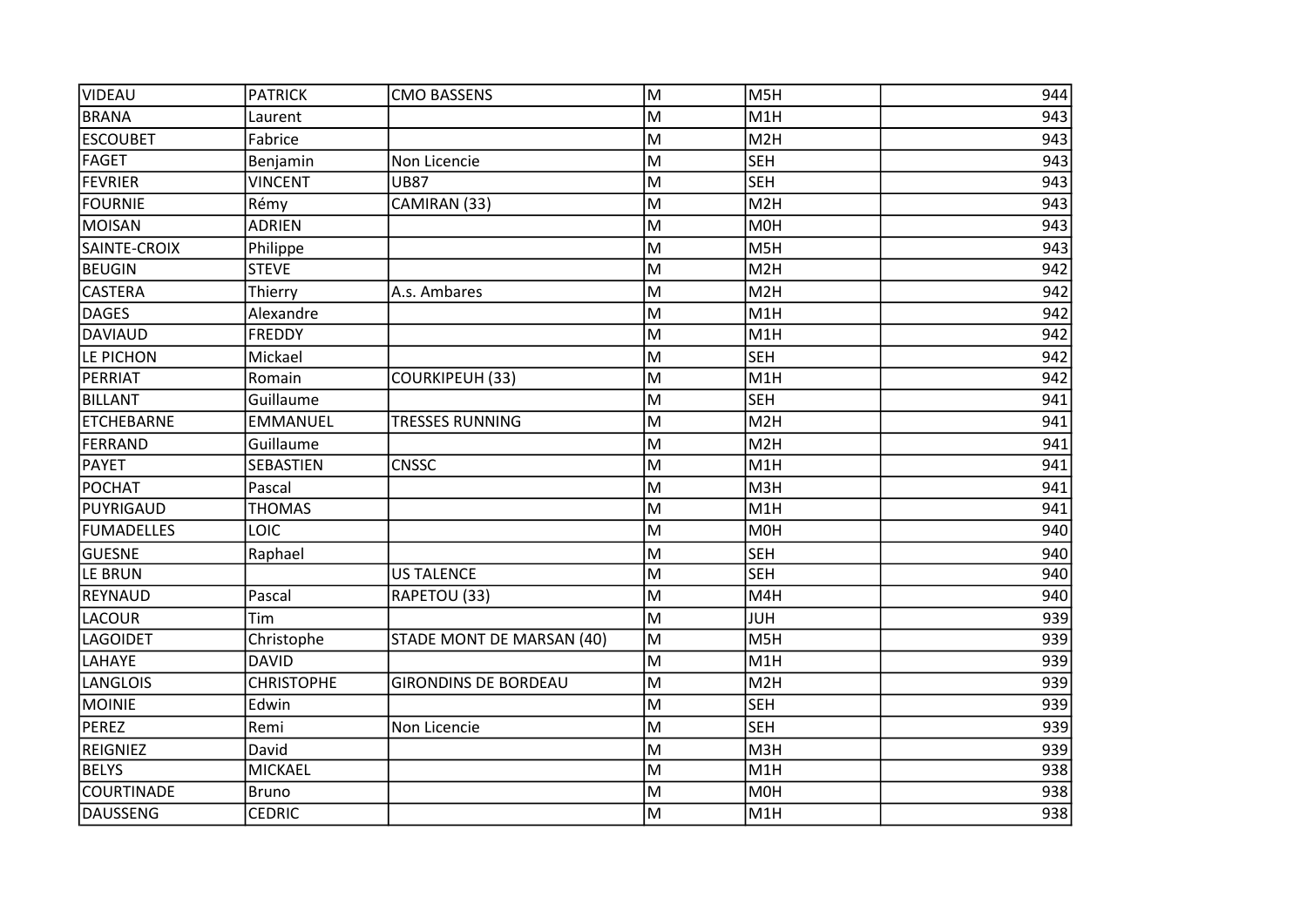| VIDEAU | PATRICK | CMO BASSENS | M | M5H | 944 |
|---|---|---|---|---|---|
| BRANA | Laurent | | M | M1H | 943 |
| ESCOUBET | Fabrice | | M | M2H | 943 |
| FAGET | Benjamin | Non Licencie | M | SEH | 943 |
| FEVRIER | VINCENT | UB87 | M | SEH | 943 |
| FOURNIE | Rémy | CAMIRAN (33) | M | M2H | 943 |
| MOISAN | ADRIEN | | M | M0H | 943 |
| SAINTE-CROIX | Philippe | | M | M5H | 943 |
| BEUGIN | STEVE | | M | M2H | 942 |
| CASTERA | Thierry | A.s. Ambares | M | M2H | 942 |
| DAGES | Alexandre | | M | M1H | 942 |
| DAVIAUD | FREDDY | | M | M1H | 942 |
| LE PICHON | Mickael | | M | SEH | 942 |
| PERRIAT | Romain | COURKIPEUH (33) | M | M1H | 942 |
| BILLANT | Guillaume | | M | SEH | 941 |
| ETCHEBARNE | EMMANUEL | TRESSES RUNNING | M | M2H | 941 |
| FERRAND | Guillaume | | M | M2H | 941 |
| PAYET | SEBASTIEN | CNSSC | M | M1H | 941 |
| POCHAT | Pascal | | M | M3H | 941 |
| PUYRIGAUD | THOMAS | | M | M1H | 941 |
| FUMADELLES | LOIC | | M | M0H | 940 |
| GUESNE | Raphael | | M | SEH | 940 |
| LE BRUN | | US TALENCE | M | SEH | 940 |
| REYNAUD | Pascal | RAPETOU (33) | M | M4H | 940 |
| LACOUR | Tim | | M | JUH | 939 |
| LAGOIDET | Christophe | STADE MONT DE MARSAN (40) | M | M5H | 939 |
| LAHAYE | DAVID | | M | M1H | 939 |
| LANGLOIS | CHRISTOPHE | GIRONDINS DE BORDEAU | M | M2H | 939 |
| MOINIE | Edwin | | M | SEH | 939 |
| PEREZ | Remi | Non Licencie | M | SEH | 939 |
| REIGNIEZ | David | | M | M3H | 939 |
| BELYS | MICKAEL | | M | M1H | 938 |
| COURTINADE | Bruno | | M | M0H | 938 |
| DAUSSENG | CEDRIC | | M | M1H | 938 |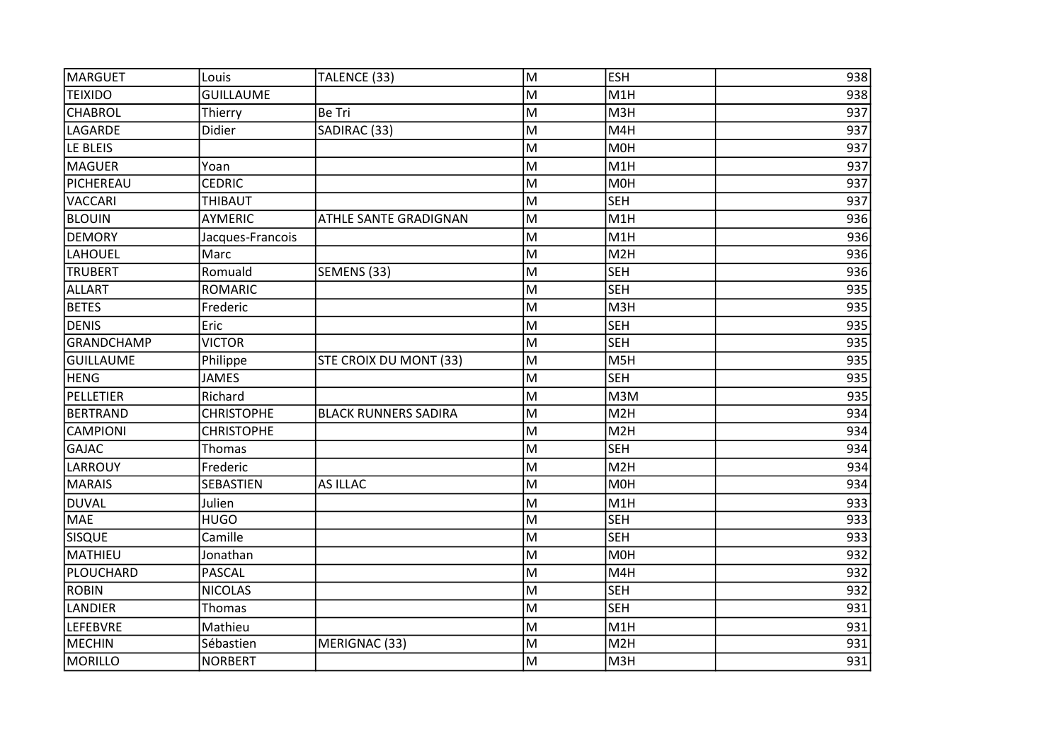| MARGUET | Louis | TALENCE (33) | M | ESH | 938 |
|---|---|---|---|---|---|
| TEIXIDO | GUILLAUME | | M | M1H | 938 |
| CHABROL | Thierry | Be Tri | M | M3H | 937 |
| LAGARDE | Didier | SADIRAC (33) | M | M4H | 937 |
| LE BLEIS | | | M | M0H | 937 |
| MAGUER | Yoan | | M | M1H | 937 |
| PICHEREAU | CEDRIC | | M | M0H | 937 |
| VACCARI | THIBAUT | | M | SEH | 937 |
| BLOUIN | AYMERIC | ATHLE SANTE GRADIGNAN | M | M1H | 936 |
| DEMORY | Jacques-Francois | | M | M1H | 936 |
| LAHOUEL | Marc | | M | M2H | 936 |
| TRUBERT | Romuald | SEMENS (33) | M | SEH | 936 |
| ALLART | ROMARIC | | M | SEH | 935 |
| BETES | Frederic | | M | M3H | 935 |
| DENIS | Eric | | M | SEH | 935 |
| GRANDCHAMP | VICTOR | | M | SEH | 935 |
| GUILLAUME | Philippe | STE CROIX DU MONT (33) | M | M5H | 935 |
| HENG | JAMES | | M | SEH | 935 |
| PELLETIER | Richard | | M | M3M | 935 |
| BERTRAND | CHRISTOPHE | BLACK RUNNERS SADIRA | M | M2H | 934 |
| CAMPIONI | CHRISTOPHE | | M | M2H | 934 |
| GAJAC | Thomas | | M | SEH | 934 |
| LARROUY | Frederic | | M | M2H | 934 |
| MARAIS | SEBASTIEN | AS ILLAC | M | M0H | 934 |
| DUVAL | Julien | | M | M1H | 933 |
| MAE | HUGO | | M | SEH | 933 |
| SISQUE | Camille | | M | SEH | 933 |
| MATHIEU | Jonathan | | M | M0H | 932 |
| PLOUCHARD | PASCAL | | M | M4H | 932 |
| ROBIN | NICOLAS | | M | SEH | 932 |
| LANDIER | Thomas | | M | SEH | 931 |
| LEFEBVRE | Mathieu | | M | M1H | 931 |
| MECHIN | Sébastien | MERIGNAC (33) | M | M2H | 931 |
| MORILLO | NORBERT | | M | M3H | 931 |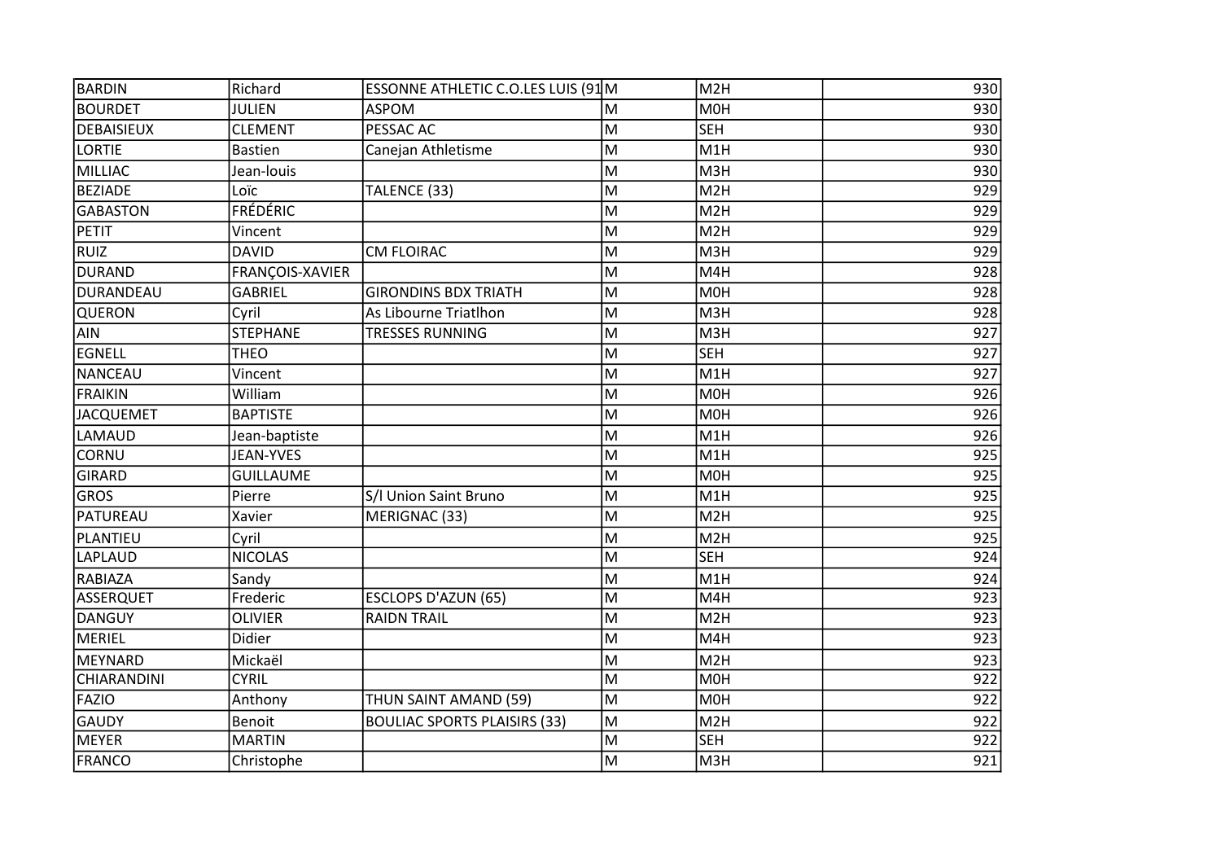| BARDIN | Richard | ESSONNE ATHLETIC C.O.LES LUIS (91 | M | M2H | 930 |
|---|---|---|---|---|---|
| BOURDET | JULIEN | ASPOM | M | M0H | 930 |
| DEBAISIEUX | CLEMENT | PESSAC AC | M | SEH | 930 |
| LORTIE | Bastien | Canejan Athletisme | M | M1H | 930 |
| MILLIAC | Jean-louis | | M | M3H | 930 |
| BEZIADE | Loïc | TALENCE (33) | M | M2H | 929 |
| GABASTON | FRÉDÉRIC | | M | M2H | 929 |
| PETIT | Vincent | | M | M2H | 929 |
| RUIZ | DAVID | CM FLOIRAC | M | M3H | 929 |
| DURAND | FRANÇOIS-XAVIER | | M | M4H | 928 |
| DURANDEAU | GABRIEL | GIRONDINS BDX TRIATH | M | M0H | 928 |
| QUERON | Cyril | As Libourne Triatlhon | M | M3H | 928 |
| AIN | STEPHANE | TRESSES RUNNING | M | M3H | 927 |
| EGNELL | THEO | | M | SEH | 927 |
| NANCEAU | Vincent | | M | M1H | 927 |
| FRAIKIN | William | | M | M0H | 926 |
| JACQUEMET | BAPTISTE | | M | M0H | 926 |
| LAMAUD | Jean-baptiste | | M | M1H | 926 |
| CORNU | JEAN-YVES | | M | M1H | 925 |
| GIRARD | GUILLAUME | | M | M0H | 925 |
| GROS | Pierre | S/l Union Saint Bruno | M | M1H | 925 |
| PATUREAU | Xavier | MERIGNAC (33) | M | M2H | 925 |
| PLANTIEU | Cyril | | M | M2H | 925 |
| LAPLAUD | NICOLAS | | M | SEH | 924 |
| RABIAZA | Sandy | | M | M1H | 924 |
| ASSERQUET | Frederic | ESCLOPS D'AZUN (65) | M | M4H | 923 |
| DANGUY | OLIVIER | RAIDN TRAIL | M | M2H | 923 |
| MERIEL | Didier | | M | M4H | 923 |
| MEYNARD | Mickaël | | M | M2H | 923 |
| CHIARANDINI | CYRIL | | M | M0H | 922 |
| FAZIO | Anthony | THUN SAINT AMAND (59) | M | M0H | 922 |
| GAUDY | Benoit | BOULIAC SPORTS PLAISIRS (33) | M | M2H | 922 |
| MEYER | MARTIN | | M | SEH | 922 |
| FRANCO | Christophe | | M | M3H | 921 |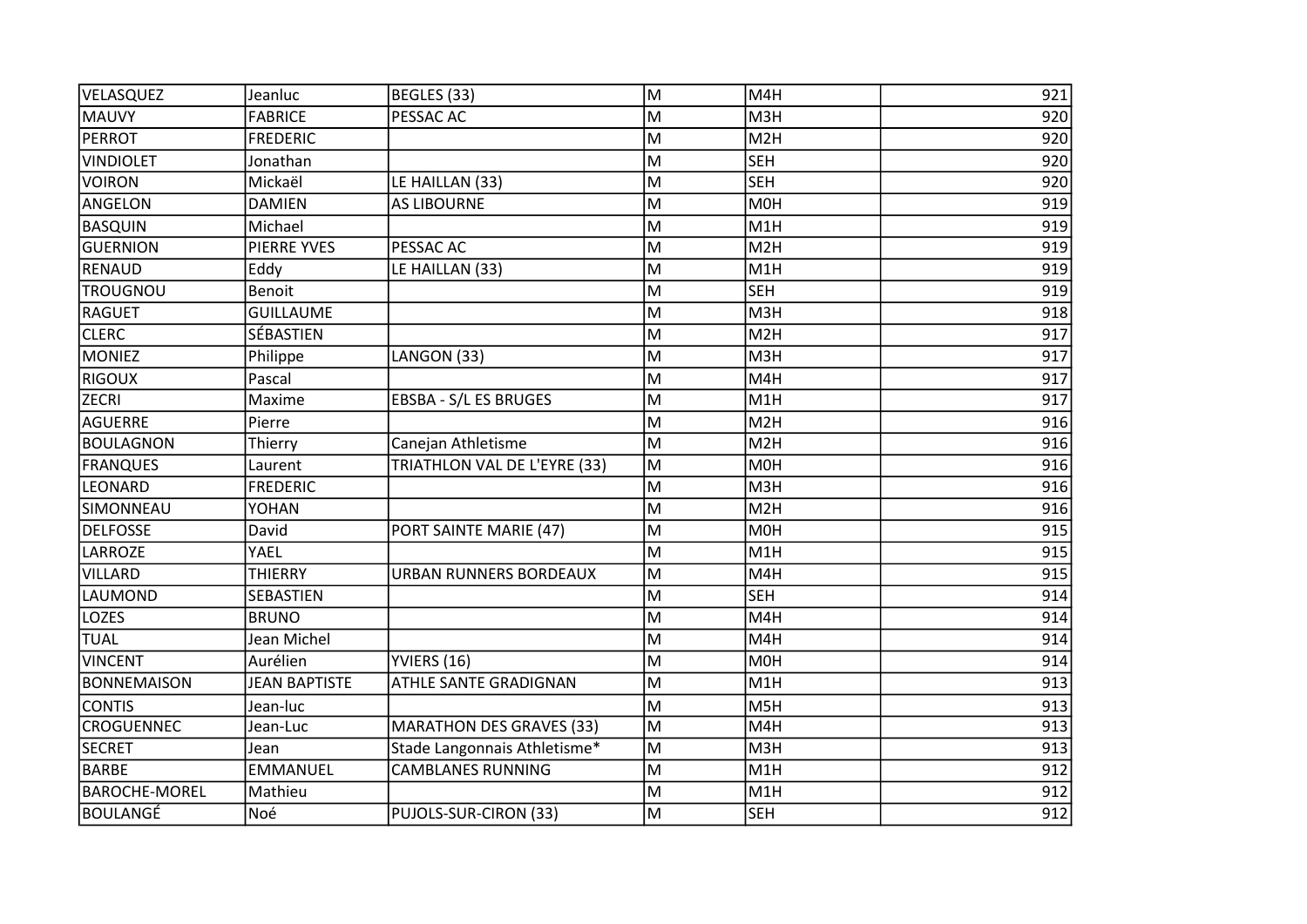| VELASQUEZ | Jeanluc | BEGLES (33) | M | M4H | 921 |
|---|---|---|---|---|---|
| MAUVY | FABRICE | PESSAC AC | M | M3H | 920 |
| PERROT | FREDERIC | | M | M2H | 920 |
| VINDIOLET | Jonathan | | M | SEH | 920 |
| VOIRON | Mickaël | LE HAILLAN (33) | M | SEH | 920 |
| ANGELON | DAMIEN | AS LIBOURNE | M | M0H | 919 |
| BASQUIN | Michael | | M | M1H | 919 |
| GUERNION | PIERRE YVES | PESSAC AC | M | M2H | 919 |
| RENAUD | Eddy | LE HAILLAN (33) | M | M1H | 919 |
| TROUGNOU | Benoit | | M | SEH | 919 |
| RAGUET | GUILLAUME | | M | M3H | 918 |
| CLERC | SÉBASTIEN | | M | M2H | 917 |
| MONIEZ | Philippe | LANGON (33) | M | M3H | 917 |
| RIGOUX | Pascal | | M | M4H | 917 |
| ZECRI | Maxime | EBSBA - S/L ES BRUGES | M | M1H | 917 |
| AGUERRE | Pierre | | M | M2H | 916 |
| BOULAGNON | Thierry | Canejan Athletisme | M | M2H | 916 |
| FRANQUES | Laurent | TRIATHLON VAL DE L'EYRE (33) | M | M0H | 916 |
| LEONARD | FREDERIC | | M | M3H | 916 |
| SIMONNEAU | YOHAN | | M | M2H | 916 |
| DELFOSSE | David | PORT SAINTE MARIE (47) | M | M0H | 915 |
| LARROZE | YAEL | | M | M1H | 915 |
| VILLARD | THIERRY | URBAN RUNNERS BORDEAUX | M | M4H | 915 |
| LAUMOND | SEBASTIEN | | M | SEH | 914 |
| LOZES | BRUNO | | M | M4H | 914 |
| TUAL | Jean Michel | | M | M4H | 914 |
| VINCENT | Aurélien | YVIERS (16) | M | M0H | 914 |
| BONNEMAISON | JEAN BAPTISTE | ATHLE SANTE GRADIGNAN | M | M1H | 913 |
| CONTIS | Jean-luc | | M | M5H | 913 |
| CROGUENNEC | Jean-Luc | MARATHON DES GRAVES (33) | M | M4H | 913 |
| SECRET | Jean | Stade Langonnais Athletisme* | M | M3H | 913 |
| BARBE | EMMANUEL | CAMBLANES RUNNING | M | M1H | 912 |
| BAROCHE-MOREL | Mathieu | | M | M1H | 912 |
| BOULANGÉ | Noé | PUJOLS-SUR-CIRON (33) | M | SEH | 912 |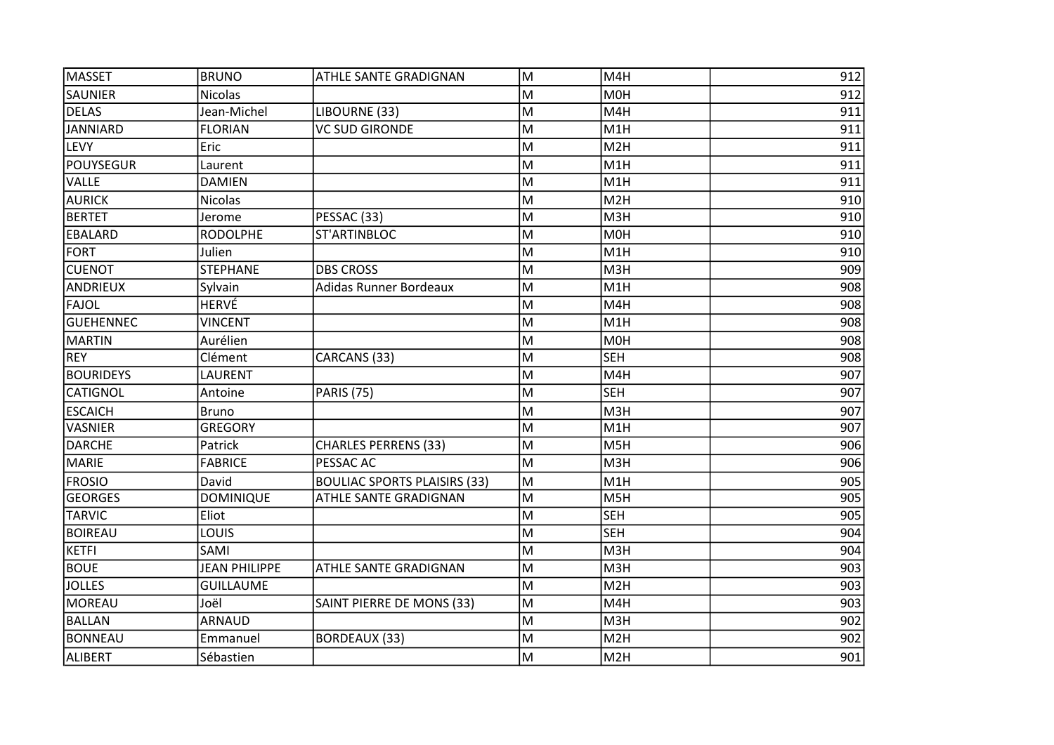| MASSET | BRUNO | ATHLE SANTE GRADIGNAN | M | M4H | 912 |
|---|---|---|---|---|---|
| SAUNIER | Nicolas | | M | M0H | 912 |
| DELAS | Jean-Michel | LIBOURNE (33) | M | M4H | 911 |
| JANNIARD | FLORIAN | VC SUD GIRONDE | M | M1H | 911 |
| LEVY | Eric | | M | M2H | 911 |
| POUYSEGUR | Laurent | | M | M1H | 911 |
| VALLE | DAMIEN | | M | M1H | 911 |
| AURICK | Nicolas | | M | M2H | 910 |
| BERTET | Jerome | PESSAC (33) | M | M3H | 910 |
| EBALARD | RODOLPHE | ST'ARTINBLOC | M | M0H | 910 |
| FORT | Julien | | M | M1H | 910 |
| CUENOT | STEPHANE | DBS CROSS | M | M3H | 909 |
| ANDRIEUX | Sylvain | Adidas Runner Bordeaux | M | M1H | 908 |
| FAJOL | HERVÉ | | M | M4H | 908 |
| GUEHENNEC | VINCENT | | M | M1H | 908 |
| MARTIN | Aurélien | | M | M0H | 908 |
| REY | Clément | CARCANS (33) | M | SEH | 908 |
| BOURIDEYS | LAURENT | | M | M4H | 907 |
| CATIGNOL | Antoine | PARIS (75) | M | SEH | 907 |
| ESCAICH | Bruno | | M | M3H | 907 |
| VASNIER | GREGORY | | M | M1H | 907 |
| DARCHE | Patrick | CHARLES PERRENS (33) | M | M5H | 906 |
| MARIE | FABRICE | PESSAC AC | M | M3H | 906 |
| FROSIO | David | BOULIAC SPORTS PLAISIRS (33) | M | M1H | 905 |
| GEORGES | DOMINIQUE | ATHLE SANTE GRADIGNAN | M | M5H | 905 |
| TARVIC | Eliot | | M | SEH | 905 |
| BOIREAU | LOUIS | | M | SEH | 904 |
| KETFI | SAMI | | M | M3H | 904 |
| BOUE | JEAN PHILIPPE | ATHLE SANTE GRADIGNAN | M | M3H | 903 |
| JOLLES | GUILLAUME | | M | M2H | 903 |
| MOREAU | Joël | SAINT PIERRE DE MONS (33) | M | M4H | 903 |
| BALLAN | ARNAUD | | M | M3H | 902 |
| BONNEAU | Emmanuel | BORDEAUX (33) | M | M2H | 902 |
| ALIBERT | Sébastien | | M | M2H | 901 |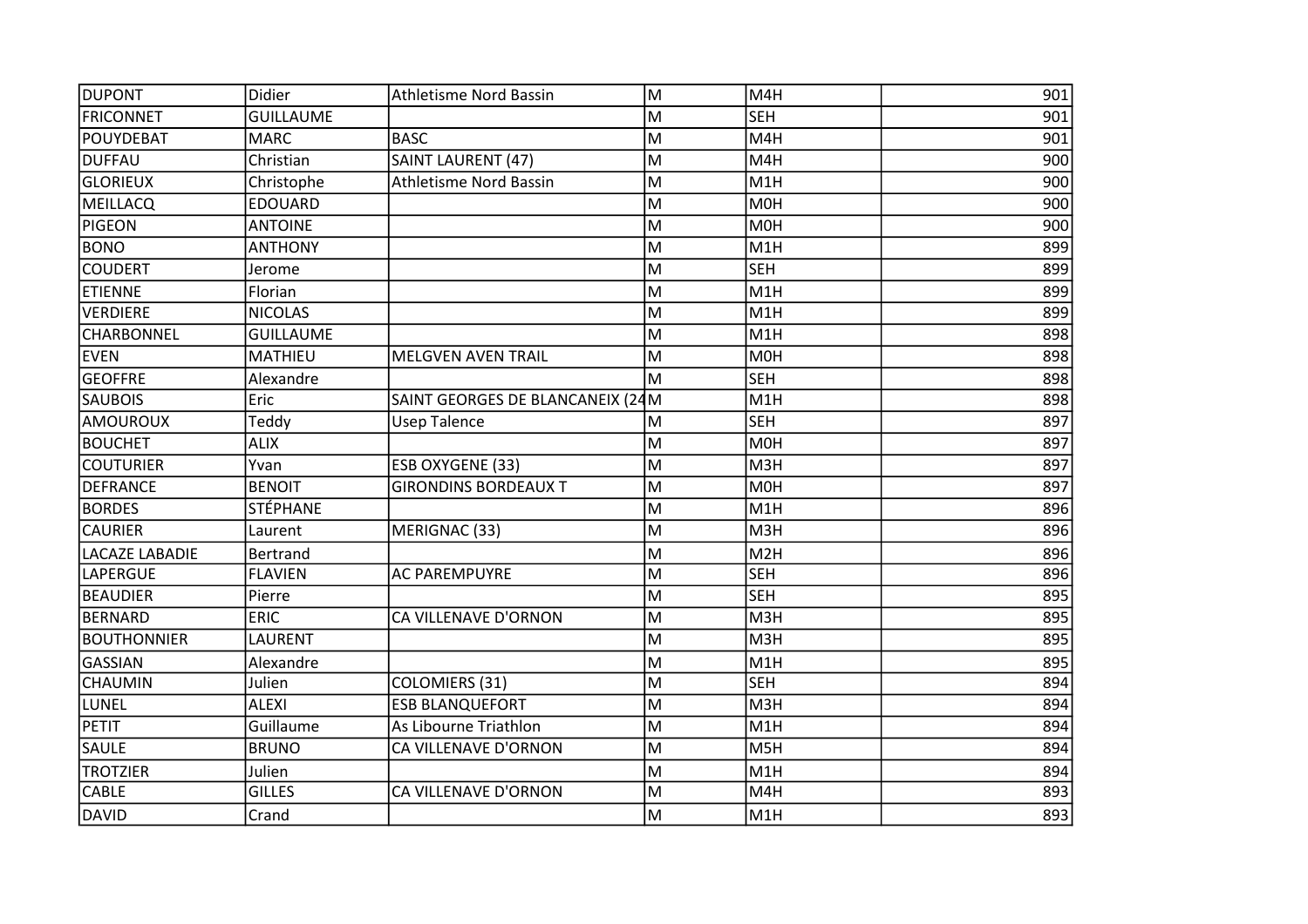| DUPONT | Didier | Athletisme Nord Bassin | M | M4H | 901 |
|---|---|---|---|---|---|
| FRICONNET | GUILLAUME | | M | SEH | 901 |
| POUYDEBAT | MARC | BASC | M | M4H | 901 |
| DUFFAU | Christian | SAINT LAURENT (47) | M | M4H | 900 |
| GLORIEUX | Christophe | Athletisme Nord Bassin | M | M1H | 900 |
| MEILLACQ | EDOUARD | | M | M0H | 900 |
| PIGEON | ANTOINE | | M | M0H | 900 |
| BONO | ANTHONY | | M | M1H | 899 |
| COUDERT | Jerome | | M | SEH | 899 |
| ETIENNE | Florian | | M | M1H | 899 |
| VERDIERE | NICOLAS | | M | M1H | 899 |
| CHARBONNEL | GUILLAUME | | M | M1H | 898 |
| EVEN | MATHIEU | MELGVEN AVEN TRAIL | M | M0H | 898 |
| GEOFFRE | Alexandre | | M | SEH | 898 |
| SAUBOIS | Eric | SAINT GEORGES DE BLANCANEIX (24 | M | M1H | 898 |
| AMOUROUX | Teddy | Usep Talence | M | SEH | 897 |
| BOUCHET | ALIX | | M | M0H | 897 |
| COUTURIER | Yvan | ESB OXYGENE (33) | M | M3H | 897 |
| DEFRANCE | BENOIT | GIRONDINS BORDEAUX T | M | M0H | 897 |
| BORDES | STÉPHANE | | M | M1H | 896 |
| CAURIER | Laurent | MERIGNAC (33) | M | M3H | 896 |
| LACAZE LABADIE | Bertrand | | M | M2H | 896 |
| LAPERGUE | FLAVIEN | AC PAREMPUYRE | M | SEH | 896 |
| BEAUDIER | Pierre | | M | SEH | 895 |
| BERNARD | ERIC | CA VILLENAVE D'ORNON | M | M3H | 895 |
| BOUTHONNIER | LAURENT | | M | M3H | 895 |
| GASSIAN | Alexandre | | M | M1H | 895 |
| CHAUMIN | Julien | COLOMIERS (31) | M | SEH | 894 |
| LUNEL | ALEXI | ESB BLANQUEFORT | M | M3H | 894 |
| PETIT | Guillaume | As Libourne Triathlon | M | M1H | 894 |
| SAULE | BRUNO | CA VILLENAVE D'ORNON | M | M5H | 894 |
| TROTZIER | Julien | | M | M1H | 894 |
| CABLE | GILLES | CA VILLENAVE D'ORNON | M | M4H | 893 |
| DAVID | Crand | | M | M1H | 893 |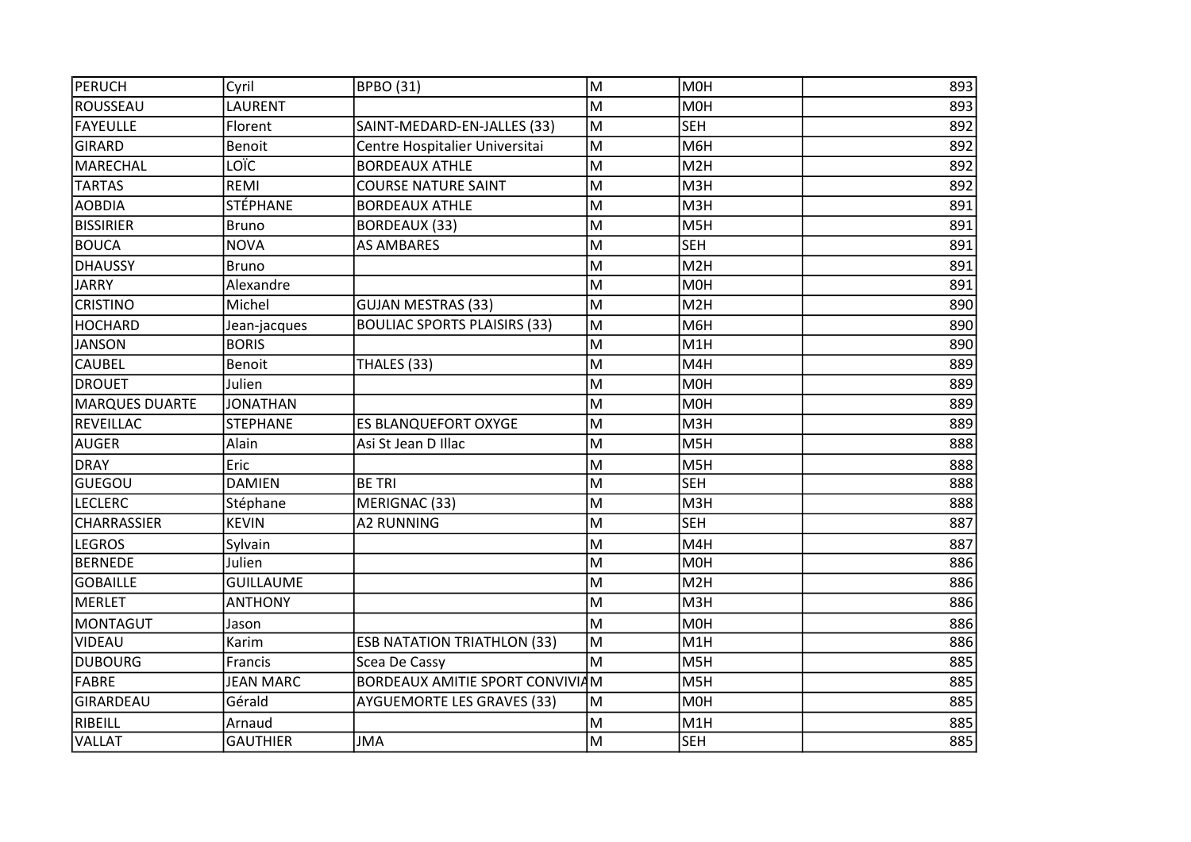| PERUCH | Cyril | BPBO (31) | M | M0H | 893 |
|---|---|---|---|---|---|
| ROUSSEAU | LAURENT | | M | M0H | 893 |
| FAYEULLE | Florent | SAINT-MEDARD-EN-JALLES (33) | M | SEH | 892 |
| GIRARD | Benoit | Centre Hospitalier Universitai | M | M6H | 892 |
| MARECHAL | LOÏC | BORDEAUX ATHLE | M | M2H | 892 |
| TARTAS | REMI | COURSE NATURE SAINT | M | M3H | 892 |
| AOBDIA | STÉPHANE | BORDEAUX ATHLE | M | M3H | 891 |
| BISSIRIER | Bruno | BORDEAUX (33) | M | M5H | 891 |
| BOUCA | NOVA | AS AMBARES | M | SEH | 891 |
| DHAUSSY | Bruno | | M | M2H | 891 |
| JARRY | Alexandre | | M | M0H | 891 |
| CRISTINO | Michel | GUJAN MESTRAS (33) | M | M2H | 890 |
| HOCHARD | Jean-jacques | BOULIAC SPORTS PLAISIRS (33) | M | M6H | 890 |
| JANSON | BORIS | | M | M1H | 890 |
| CAUBEL | Benoit | THALES (33) | M | M4H | 889 |
| DROUET | Julien | | M | M0H | 889 |
| MARQUES DUARTE | JONATHAN | | M | M0H | 889 |
| REVEILLAC | STEPHANE | ES BLANQUEFORT OXYGE | M | M3H | 889 |
| AUGER | Alain | Asi St Jean D Illac | M | M5H | 888 |
| DRAY | Eric | | M | M5H | 888 |
| GUEGOU | DAMIEN | BE TRI | M | SEH | 888 |
| LECLERC | Stéphane | MERIGNAC (33) | M | M3H | 888 |
| CHARRASSIER | KEVIN | A2 RUNNING | M | SEH | 887 |
| LEGROS | Sylvain | | M | M4H | 887 |
| BERNEDE | Julien | | M | M0H | 886 |
| GOBAILLE | GUILLAUME | | M | M2H | 886 |
| MERLET | ANTHONY | | M | M3H | 886 |
| MONTAGUT | Jason | | M | M0H | 886 |
| VIDEAU | Karim | ESB NATATION TRIATHLON (33) | M | M1H | 886 |
| DUBOURG | Francis | Scea De Cassy | M | M5H | 885 |
| FABRE | JEAN MARC | BORDEAUX AMITIE SPORT CONVIVIA | M | M5H | 885 |
| GIRARDEAU | Gérald | AYGUEMORTE LES GRAVES (33) | M | M0H | 885 |
| RIBEILL | Arnaud | | M | M1H | 885 |
| VALLAT | GAUTHIER | JMA | M | SEH | 885 |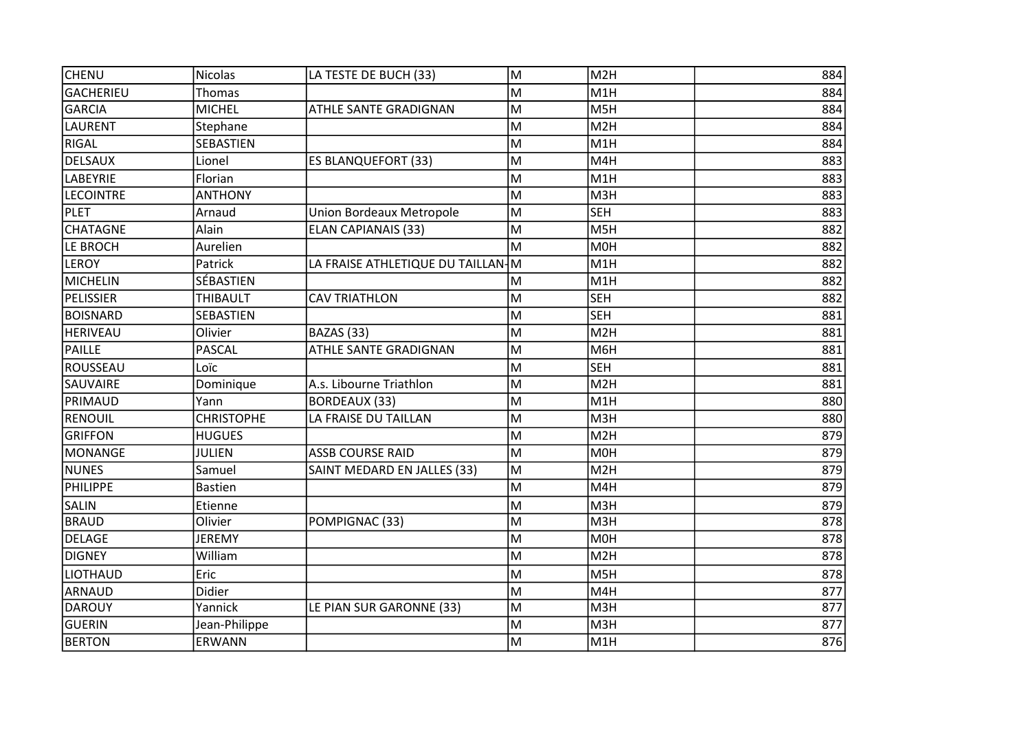| CHENU | Nicolas | LA TESTE DE BUCH (33) | M | M2H | 884 |
|---|---|---|---|---|---|
| GACHERIEU | Thomas | | M | M1H | 884 |
| GARCIA | MICHEL | ATHLE SANTE GRADIGNAN | M | M5H | 884 |
| LAURENT | Stephane | | M | M2H | 884 |
| RIGAL | SEBASTIEN | | M | M1H | 884 |
| DELSAUX | Lionel | ES BLANQUEFORT (33) | M | M4H | 883 |
| LABEYRIE | Florian | | M | M1H | 883 |
| LECOINTRE | ANTHONY | | M | M3H | 883 |
| PLET | Arnaud | Union Bordeaux Metropole | M | SEH | 883 |
| CHATAGNE | Alain | ELAN CAPIANAIS (33) | M | M5H | 882 |
| LE BROCH | Aurelien | | M | M0H | 882 |
| LEROY | Patrick | LA FRAISE ATHLETIQUE DU TAILLAN- | M | M1H | 882 |
| MICHELIN | SÉBASTIEN | | M | M1H | 882 |
| PELISSIER | THIBAULT | CAV TRIATHLON | M | SEH | 882 |
| BOISNARD | SEBASTIEN | | M | SEH | 881 |
| HERIVEAU | Olivier | BAZAS (33) | M | M2H | 881 |
| PAILLE | PASCAL | ATHLE SANTE GRADIGNAN | M | M6H | 881 |
| ROUSSEAU | Loïc | | M | SEH | 881 |
| SAUVAIRE | Dominique | A.s. Libourne Triathlon | M | M2H | 881 |
| PRIMAUD | Yann | BORDEAUX (33) | M | M1H | 880 |
| RENOUIL | CHRISTOPHE | LA FRAISE DU TAILLAN | M | M3H | 880 |
| GRIFFON | HUGUES | | M | M2H | 879 |
| MONANGE | JULIEN | ASSB COURSE RAID | M | M0H | 879 |
| NUNES | Samuel | SAINT MEDARD EN JALLES (33) | M | M2H | 879 |
| PHILIPPE | Bastien | | M | M4H | 879 |
| SALIN | Etienne | | M | M3H | 879 |
| BRAUD | Olivier | POMPIGNAC (33) | M | M3H | 878 |
| DELAGE | JEREMY | | M | M0H | 878 |
| DIGNEY | William | | M | M2H | 878 |
| LIOTHAUD | Eric | | M | M5H | 878 |
| ARNAUD | Didier | | M | M4H | 877 |
| DAROUY | Yannick | LE PIAN SUR GARONNE (33) | M | M3H | 877 |
| GUERIN | Jean-Philippe | | M | M3H | 877 |
| BERTON | ERWANN | | M | M1H | 876 |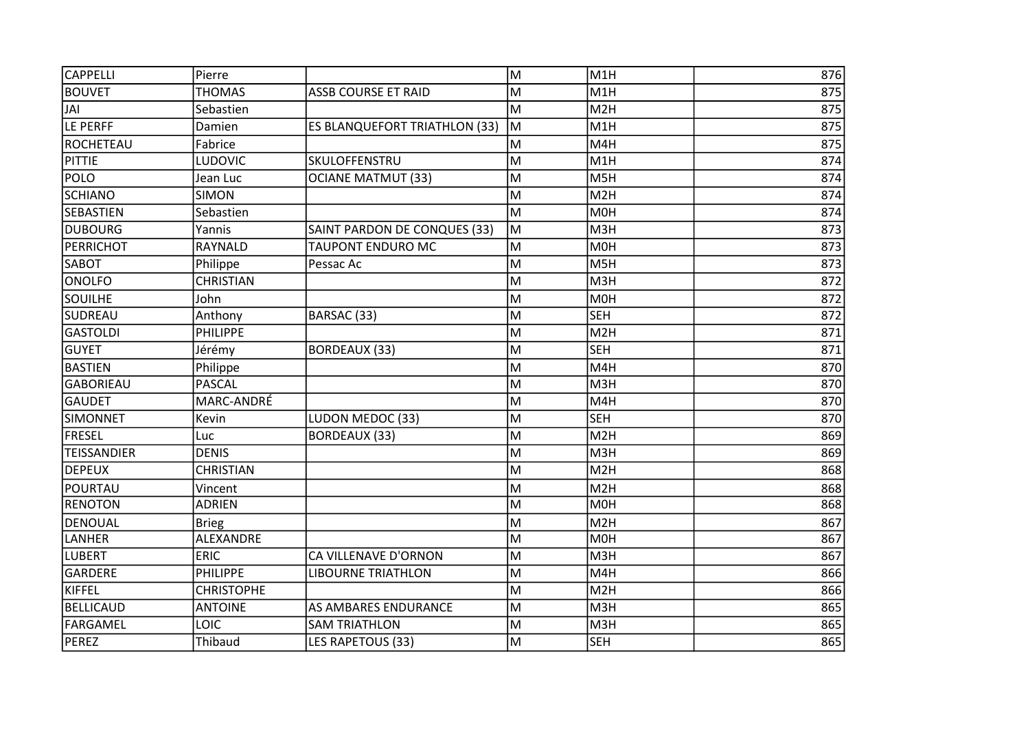| | | | | | |
|---|---|---|---|---|---|
| CAPPELLI | Pierre | | M | M1H | 876 |
| BOUVET | THOMAS | ASSB COURSE ET RAID | M | M1H | 875 |
| JAI | Sebastien | | M | M2H | 875 |
| LE PERFF | Damien | ES BLANQUEFORT TRIATHLON (33) | M | M1H | 875 |
| ROCHETEAU | Fabrice | | M | M4H | 875 |
| PITTIE | LUDOVIC | SKULOFFENSTRU | M | M1H | 874 |
| POLO | Jean Luc | OCIANE MATMUT (33) | M | M5H | 874 |
| SCHIANO | SIMON | | M | M2H | 874 |
| SEBASTIEN | Sebastien | | M | M0H | 874 |
| DUBOURG | Yannis | SAINT PARDON DE CONQUES (33) | M | M3H | 873 |
| PERRICHOT | RAYNALD | TAUPONT ENDURO MC | M | M0H | 873 |
| SABOT | Philippe | Pessac Ac | M | M5H | 873 |
| ONOLFO | CHRISTIAN | | M | M3H | 872 |
| SOUILHE | John | | M | M0H | 872 |
| SUDREAU | Anthony | BARSAC (33) | M | SEH | 872 |
| GASTOLDI | PHILIPPE | | M | M2H | 871 |
| GUYET | Jérémy | BORDEAUX (33) | M | SEH | 871 |
| BASTIEN | Philippe | | M | M4H | 870 |
| GABORIEAU | PASCAL | | M | M3H | 870 |
| GAUDET | MARC-ANDRÉ | | M | M4H | 870 |
| SIMONNET | Kevin | LUDON MEDOC (33) | M | SEH | 870 |
| FRESEL | Luc | BORDEAUX (33) | M | M2H | 869 |
| TEISSANDIER | DENIS | | M | M3H | 869 |
| DEPEUX | CHRISTIAN | | M | M2H | 868 |
| POURTAU | Vincent | | M | M2H | 868 |
| RENOTON | ADRIEN | | M | M0H | 868 |
| DENOUAL | Brieg | | M | M2H | 867 |
| LANHER | ALEXANDRE | | M | M0H | 867 |
| LUBERT | ERIC | CA VILLENAVE D'ORNON | M | M3H | 867 |
| GARDERE | PHILIPPE | LIBOURNE TRIATHLON | M | M4H | 866 |
| KIFFEL | CHRISTOPHE | | M | M2H | 866 |
| BELLICAUD | ANTOINE | AS AMBARES ENDURANCE | M | M3H | 865 |
| FARGAMEL | LOIC | SAM TRIATHLON | M | M3H | 865 |
| PEREZ | Thibaud | LES RAPETOUS (33) | M | SEH | 865 |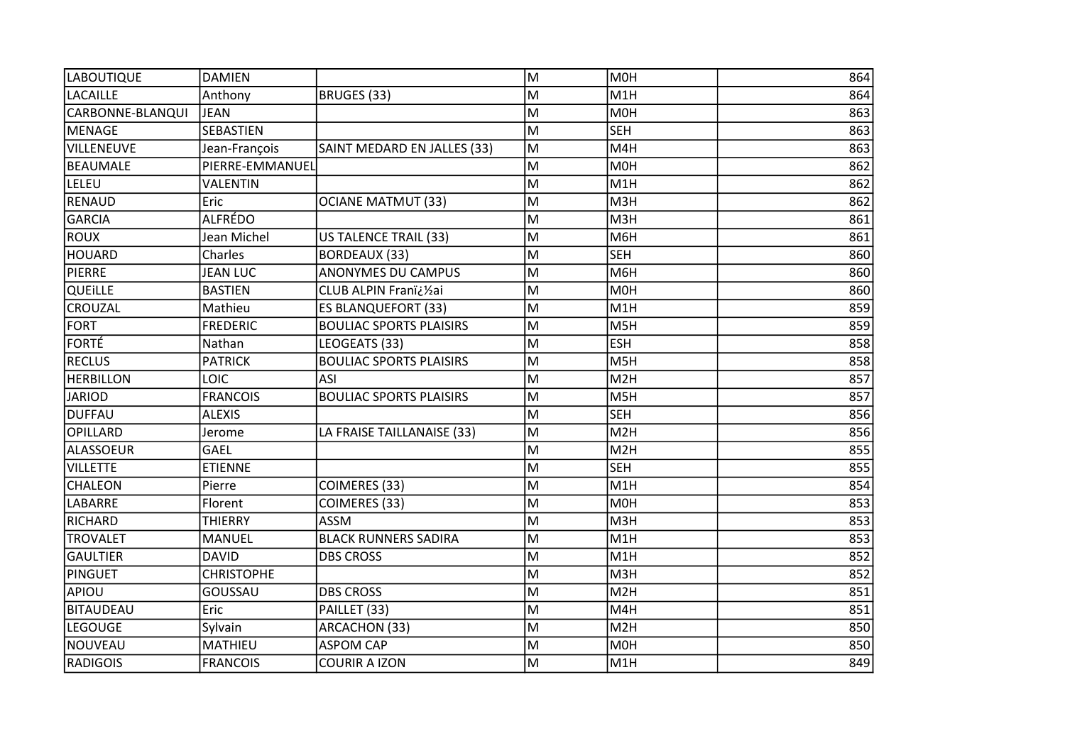| LABOUTIQUE | DAMIEN | | M | M0H | 864 |
|---|---|---|---|---|---|
| LACAILLE | Anthony | BRUGES (33) | M | M1H | 864 |
| CARBONNE-BLANQUI | JEAN | | M | M0H | 863 |
| MENAGE | SEBASTIEN | | M | SEH | 863 |
| VILLENEUVE | Jean-François | SAINT MEDARD EN JALLES (33) | M | M4H | 863 |
| BEAUMALE | PIERRE-EMMANUEL | | M | M0H | 862 |
| LELEU | VALENTIN | | M | M1H | 862 |
| RENAUD | Eric | OCIANE MATMUT (33) | M | M3H | 862 |
| GARCIA | ALFRÉDO | | M | M3H | 861 |
| ROUX | Jean Michel | US TALENCE TRAIL (33) | M | M6H | 861 |
| HOUARD | Charles | BORDEAUX (33) | M | SEH | 860 |
| PIERRE | JEAN LUC | ANONYMES DU CAMPUS | M | M6H | 860 |
| QUEiLLE | BASTIEN | CLUB ALPIN Franï¿½ai | M | M0H | 860 |
| CROUZAL | Mathieu | ES BLANQUEFORT (33) | M | M1H | 859 |
| FORT | FREDERIC | BOULIAC SPORTS PLAISIRS | M | M5H | 859 |
| FORTÉ | Nathan | LEOGEATS (33) | M | ESH | 858 |
| RECLUS | PATRICK | BOULIAC SPORTS PLAISIRS | M | M5H | 858 |
| HERBILLON | LOIC | ASI | M | M2H | 857 |
| JARIOD | FRANCOIS | BOULIAC SPORTS PLAISIRS | M | M5H | 857 |
| DUFFAU | ALEXIS | | M | SEH | 856 |
| OPILLARD | Jerome | LA FRAISE TAILLANAISE (33) | M | M2H | 856 |
| ALASSOEUR | GAEL | | M | M2H | 855 |
| VILLETTE | ETIENNE | | M | SEH | 855 |
| CHALEON | Pierre | COIMERES (33) | M | M1H | 854 |
| LABARRE | Florent | COIMERES (33) | M | M0H | 853 |
| RICHARD | THIERRY | ASSM | M | M3H | 853 |
| TROVALET | MANUEL | BLACK RUNNERS SADIRA | M | M1H | 853 |
| GAULTIER | DAVID | DBS CROSS | M | M1H | 852 |
| PINGUET | CHRISTOPHE | | M | M3H | 852 |
| APIOU | GOUSSAU | DBS CROSS | M | M2H | 851 |
| BITAUDEAU | Eric | PAILLET (33) | M | M4H | 851 |
| LEGOUGE | Sylvain | ARCACHON (33) | M | M2H | 850 |
| NOUVEAU | MATHIEU | ASPOM CAP | M | M0H | 850 |
| RADIGOIS | FRANCOIS | COURIR A IZON | M | M1H | 849 |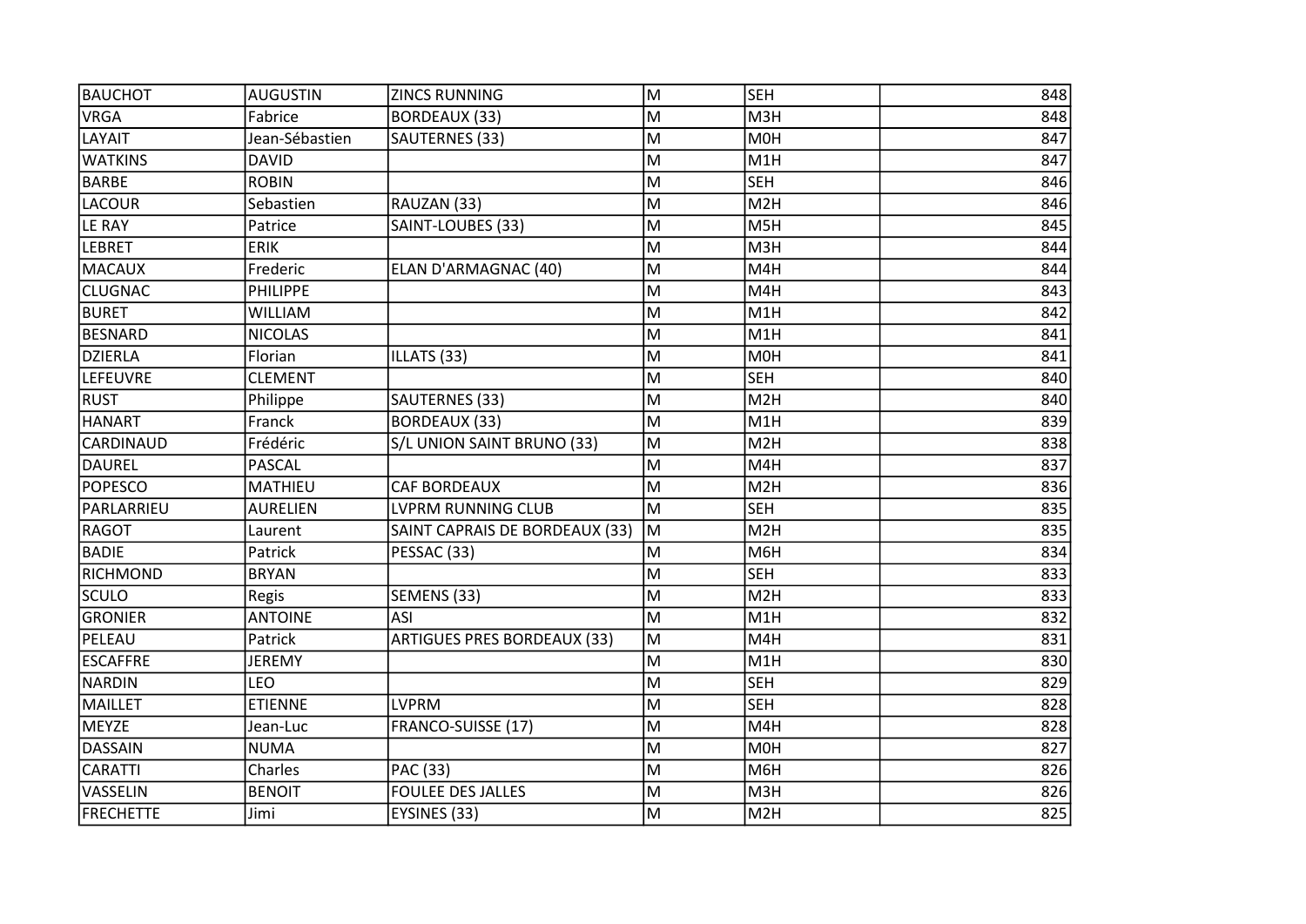| BAUCHOT | AUGUSTIN | ZINCS RUNNING | M | SEH | 848 |
|---|---|---|---|---|---|
| VRGA | Fabrice | BORDEAUX (33) | M | M3H | 848 |
| LAYAIT | Jean-Sébastien | SAUTERNES (33) | M | M0H | 847 |
| WATKINS | DAVID | | M | M1H | 847 |
| BARBE | ROBIN | | M | SEH | 846 |
| LACOUR | Sebastien | RAUZAN (33) | M | M2H | 846 |
| LE RAY | Patrice | SAINT-LOUBES (33) | M | M5H | 845 |
| LEBRET | ERIK | | M | M3H | 844 |
| MACAUX | Frederic | ELAN D'ARMAGNAC (40) | M | M4H | 844 |
| CLUGNAC | PHILIPPE | | M | M4H | 843 |
| BURET | WILLIAM | | M | M1H | 842 |
| BESNARD | NICOLAS | | M | M1H | 841 |
| DZIERLA | Florian | ILLATS (33) | M | M0H | 841 |
| LEFEUVRE | CLEMENT | | M | SEH | 840 |
| RUST | Philippe | SAUTERNES (33) | M | M2H | 840 |
| HANART | Franck | BORDEAUX (33) | M | M1H | 839 |
| CARDINAUD | Frédéric | S/L UNION SAINT BRUNO (33) | M | M2H | 838 |
| DAUREL | PASCAL | | M | M4H | 837 |
| POPESCO | MATHIEU | CAF BORDEAUX | M | M2H | 836 |
| PARLARRIEU | AURELIEN | LVPRM RUNNING CLUB | M | SEH | 835 |
| RAGOT | Laurent | SAINT CAPRAIS DE BORDEAUX (33) | M | M2H | 835 |
| BADIE | Patrick | PESSAC (33) | M | M6H | 834 |
| RICHMOND | BRYAN | | M | SEH | 833 |
| SCULO | Regis | SEMENS (33) | M | M2H | 833 |
| GRONIER | ANTOINE | ASI | M | M1H | 832 |
| PELEAU | Patrick | ARTIGUES PRES BORDEAUX (33) | M | M4H | 831 |
| ESCAFFRE | JEREMY | | M | M1H | 830 |
| NARDIN | LEO | | M | SEH | 829 |
| MAILLET | ETIENNE | LVPRM | M | SEH | 828 |
| MEYZE | Jean-Luc | FRANCO-SUISSE (17) | M | M4H | 828 |
| DASSAIN | NUMA | | M | M0H | 827 |
| CARATTI | Charles | PAC (33) | M | M6H | 826 |
| VASSELIN | BENOIT | FOULEE DES JALLES | M | M3H | 826 |
| FRECHETTE | Jimi | EYSINES (33) | M | M2H | 825 |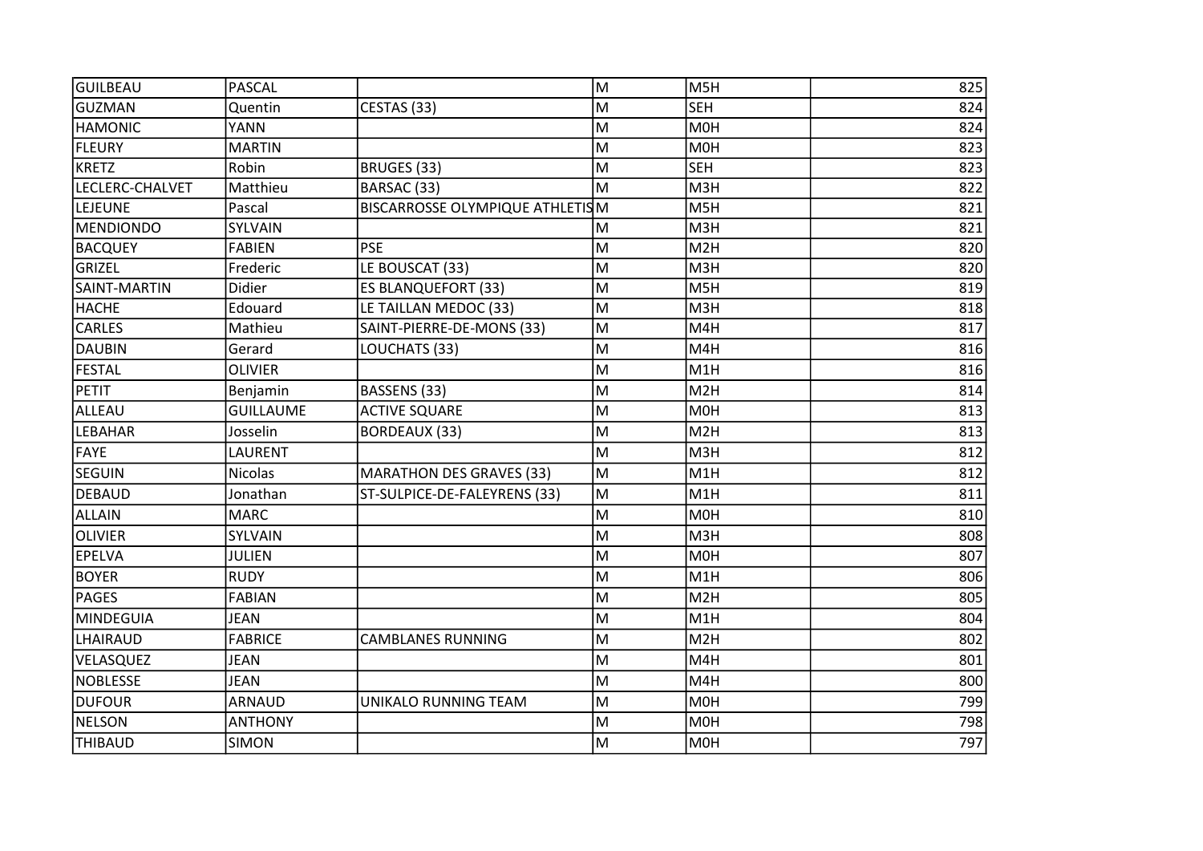| GUILBEAU | PASCAL | | M | M5H | 825 |
|---|---|---|---|---|---|
| GUZMAN | Quentin | CESTAS (33) | M | SEH | 824 |
| HAMONIC | YANN | | M | M0H | 824 |
| FLEURY | MARTIN | | M | M0H | 823 |
| KRETZ | Robin | BRUGES (33) | M | SEH | 823 |
| LECLERC-CHALVET | Matthieu | BARSAC (33) | M | M3H | 822 |
| LEJEUNE | Pascal | BISCARROSSE OLYMPIQUE ATHLETIS | M | M5H | 821 |
| MENDIONDO | SYLVAIN | | M | M3H | 821 |
| BACQUEY | FABIEN | PSE | M | M2H | 820 |
| GRIZEL | Frederic | LE BOUSCAT (33) | M | M3H | 820 |
| SAINT-MARTIN | Didier | ES BLANQUEFORT (33) | M | M5H | 819 |
| HACHE | Edouard | LE TAILLAN MEDOC (33) | M | M3H | 818 |
| CARLES | Mathieu | SAINT-PIERRE-DE-MONS (33) | M | M4H | 817 |
| DAUBIN | Gerard | LOUCHATS (33) | M | M4H | 816 |
| FESTAL | OLIVIER | | M | M1H | 816 |
| PETIT | Benjamin | BASSENS (33) | M | M2H | 814 |
| ALLEAU | GUILLAUME | ACTIVE SQUARE | M | M0H | 813 |
| LEBAHAR | Josselin | BORDEAUX (33) | M | M2H | 813 |
| FAYE | LAURENT | | M | M3H | 812 |
| SEGUIN | Nicolas | MARATHON DES GRAVES (33) | M | M1H | 812 |
| DEBAUD | Jonathan | ST-SULPICE-DE-FALEYRENS (33) | M | M1H | 811 |
| ALLAIN | MARC | | M | M0H | 810 |
| OLIVIER | SYLVAIN | | M | M3H | 808 |
| EPELVA | JULIEN | | M | M0H | 807 |
| BOYER | RUDY | | M | M1H | 806 |
| PAGES | FABIAN | | M | M2H | 805 |
| MINDEGUIA | JEAN | | M | M1H | 804 |
| LHAIRAUD | FABRICE | CAMBLANES RUNNING | M | M2H | 802 |
| VELASQUEZ | JEAN | | M | M4H | 801 |
| NOBLESSE | JEAN | | M | M4H | 800 |
| DUFOUR | ARNAUD | UNIKALO RUNNING TEAM | M | M0H | 799 |
| NELSON | ANTHONY | | M | M0H | 798 |
| THIBAUD | SIMON | | M | M0H | 797 |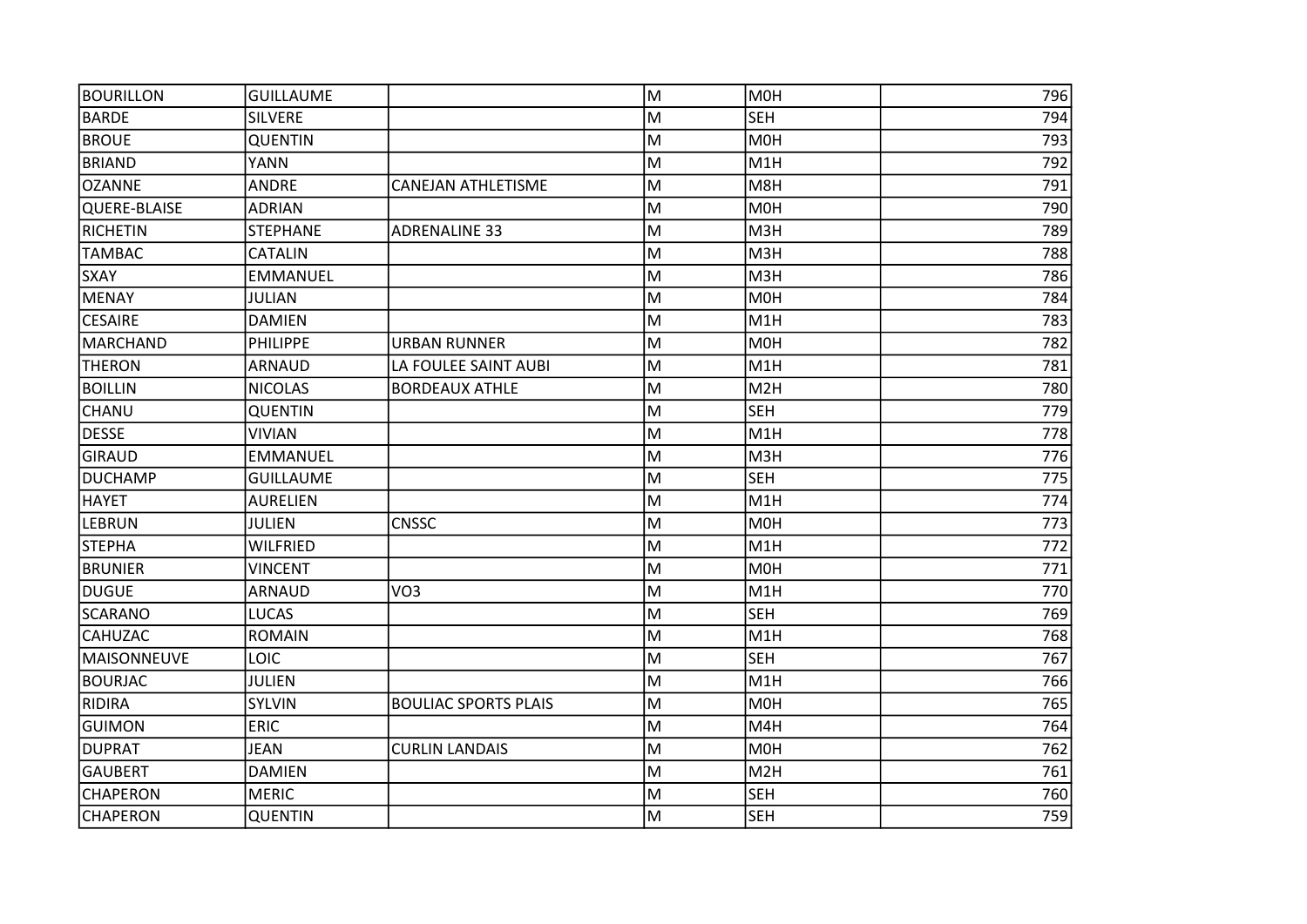| BOURILLON | GUILLAUME | | M | M0H | 796 |
|---|---|---|---|---|---|
| BARDE | SILVERE | | M | SEH | 794 |
| BROUE | QUENTIN | | M | M0H | 793 |
| BRIAND | YANN | | M | M1H | 792 |
| OZANNE | ANDRE | CANEJAN ATHLETISME | M | M8H | 791 |
| QUERE-BLAISE | ADRIAN | | M | M0H | 790 |
| RICHETIN | STEPHANE | ADRENALINE 33 | M | M3H | 789 |
| TAMBAC | CATALIN | | M | M3H | 788 |
| SXAY | EMMANUEL | | M | M3H | 786 |
| MENAY | JULIAN | | M | M0H | 784 |
| CESAIRE | DAMIEN | | M | M1H | 783 |
| MARCHAND | PHILIPPE | URBAN RUNNER | M | M0H | 782 |
| THERON | ARNAUD | LA FOULEE SAINT AUBI | M | M1H | 781 |
| BOILLIN | NICOLAS | BORDEAUX ATHLE | M | M2H | 780 |
| CHANU | QUENTIN | | M | SEH | 779 |
| DESSE | VIVIAN | | M | M1H | 778 |
| GIRAUD | EMMANUEL | | M | M3H | 776 |
| DUCHAMP | GUILLAUME | | M | SEH | 775 |
| HAYET | AURELIEN | | M | M1H | 774 |
| LEBRUN | JULIEN | CNSSC | M | M0H | 773 |
| STEPHA | WILFRIED | | M | M1H | 772 |
| BRUNIER | VINCENT | | M | M0H | 771 |
| DUGUE | ARNAUD | VO3 | M | M1H | 770 |
| SCARANO | LUCAS | | M | SEH | 769 |
| CAHUZAC | ROMAIN | | M | M1H | 768 |
| MAISONNEUVE | LOIC | | M | SEH | 767 |
| BOURJAC | JULIEN | | M | M1H | 766 |
| RIDIRA | SYLVIN | BOULIAC SPORTS PLAIS | M | M0H | 765 |
| GUIMON | ERIC | | M | M4H | 764 |
| DUPRAT | JEAN | CURLIN LANDAIS | M | M0H | 762 |
| GAUBERT | DAMIEN | | M | M2H | 761 |
| CHAPERON | MERIC | | M | SEH | 760 |
| CHAPERON | QUENTIN | | M | SEH | 759 |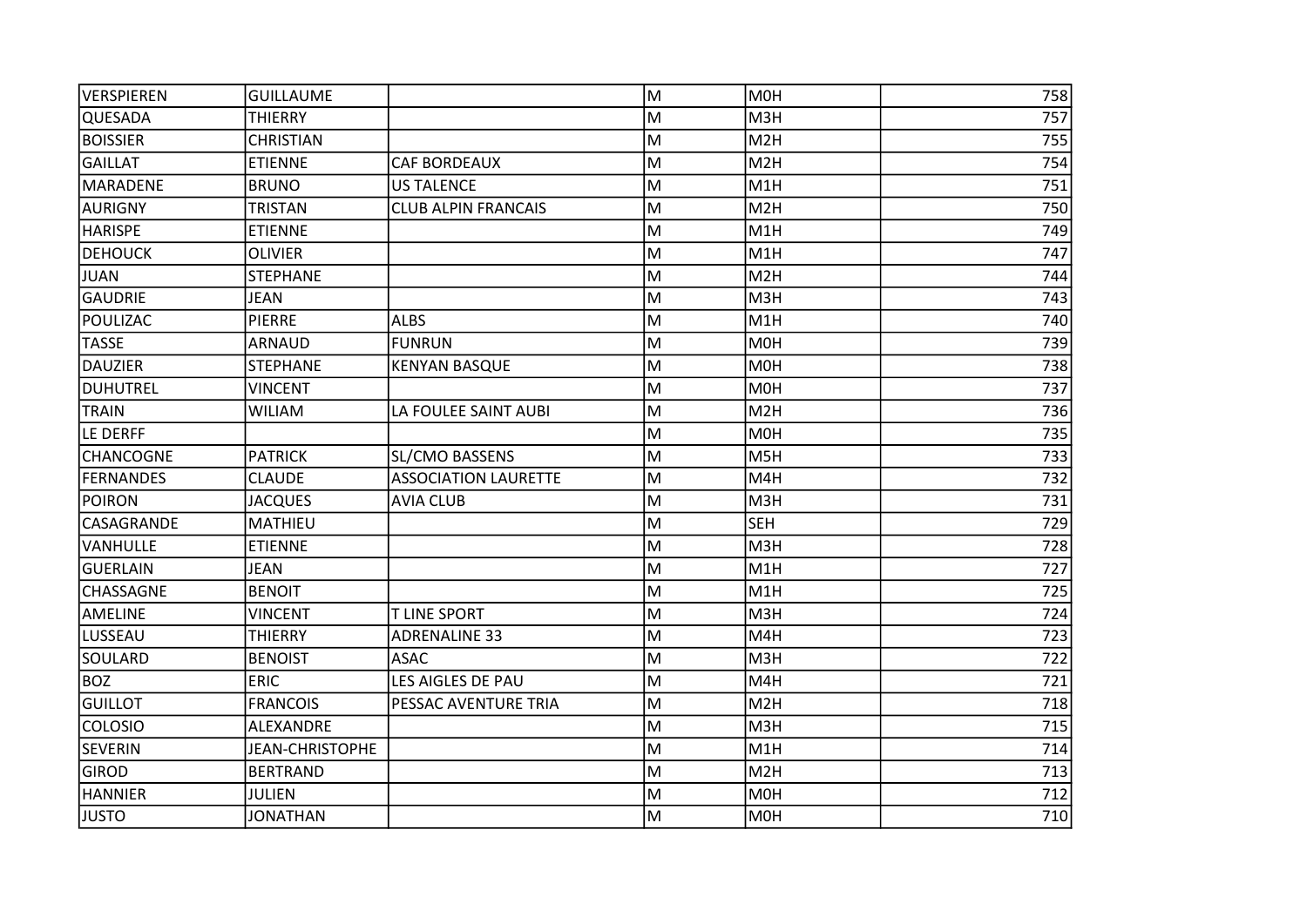| VERSPIEREN | GUILLAUME | | M | M0H | 758 |
|---|---|---|---|---|---|
| QUESADA | THIERRY | | M | M3H | 757 |
| BOISSIER | CHRISTIAN | | M | M2H | 755 |
| GAILLAT | ETIENNE | CAF BORDEAUX | M | M2H | 754 |
| MARADENE | BRUNO | US TALENCE | M | M1H | 751 |
| AURIGNY | TRISTAN | CLUB ALPIN FRANCAIS | M | M2H | 750 |
| HARISPE | ETIENNE | | M | M1H | 749 |
| DEHOUCK | OLIVIER | | M | M1H | 747 |
| JUAN | STEPHANE | | M | M2H | 744 |
| GAUDRIE | JEAN | | M | M3H | 743 |
| POULIZAC | PIERRE | ALBS | M | M1H | 740 |
| TASSE | ARNAUD | FUNRUN | M | M0H | 739 |
| DAUZIER | STEPHANE | KENYAN BASQUE | M | M0H | 738 |
| DUHUTREL | VINCENT | | M | M0H | 737 |
| TRAIN | WILIAM | LA FOULEE SAINT AUBI | M | M2H | 736 |
| LE DERFF | | | M | M0H | 735 |
| CHANCOGNE | PATRICK | SL/CMO BASSENS | M | M5H | 733 |
| FERNANDES | CLAUDE | ASSOCIATION LAURETTE | M | M4H | 732 |
| POIRON | JACQUES | AVIA CLUB | M | M3H | 731 |
| CASAGRANDE | MATHIEU | | M | SEH | 729 |
| VANHULLE | ETIENNE | | M | M3H | 728 |
| GUERLAIN | JEAN | | M | M1H | 727 |
| CHASSAGNE | BENOIT | | M | M1H | 725 |
| AMELINE | VINCENT | T LINE SPORT | M | M3H | 724 |
| LUSSEAU | THIERRY | ADRENALINE 33 | M | M4H | 723 |
| SOULARD | BENOIST | ASAC | M | M3H | 722 |
| BOZ | ERIC | LES AIGLES DE PAU | M | M4H | 721 |
| GUILLOT | FRANCOIS | PESSAC AVENTURE TRIA | M | M2H | 718 |
| COLOSIO | ALEXANDRE | | M | M3H | 715 |
| SEVERIN | JEAN-CHRISTOPHE | | M | M1H | 714 |
| GIROD | BERTRAND | | M | M2H | 713 |
| HANNIER | JULIEN | | M | M0H | 712 |
| JUSTO | JONATHAN | | M | M0H | 710 |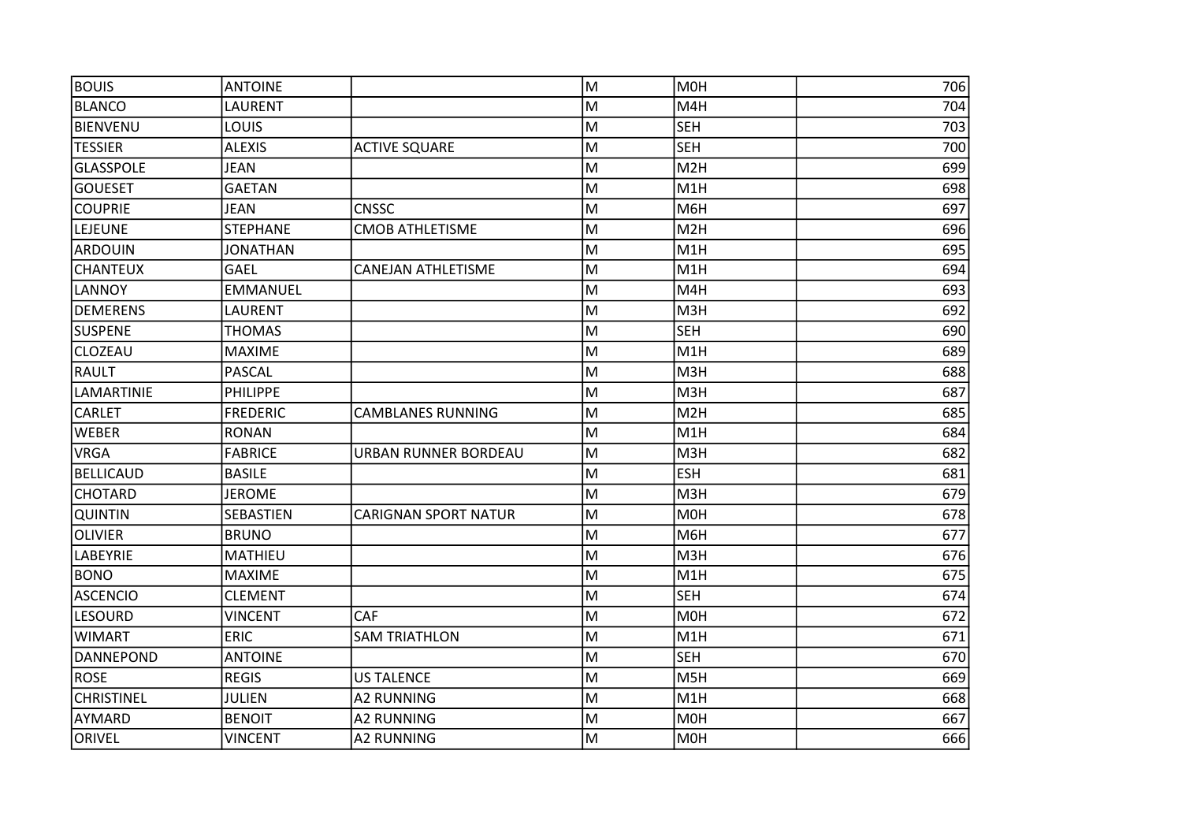| BOUIS | ANTOINE | | M | M0H | 706 |
|---|---|---|---|---|---|
| BLANCO | LAURENT | | M | M4H | 704 |
| BIENVENU | LOUIS | | M | SEH | 703 |
| TESSIER | ALEXIS | ACTIVE SQUARE | M | SEH | 700 |
| GLASSPOLE | JEAN | | M | M2H | 699 |
| GOUESET | GAETAN | | M | M1H | 698 |
| COUPRIE | JEAN | CNSSC | M | M6H | 697 |
| LEJEUNE | STEPHANE | CMOB ATHLETISME | M | M2H | 696 |
| ARDOUIN | JONATHAN | | M | M1H | 695 |
| CHANTEUX | GAEL | CANEJAN ATHLETISME | M | M1H | 694 |
| LANNOY | EMMANUEL | | M | M4H | 693 |
| DEMERENS | LAURENT | | M | M3H | 692 |
| SUSPENE | THOMAS | | M | SEH | 690 |
| CLOZEAU | MAXIME | | M | M1H | 689 |
| RAULT | PASCAL | | M | M3H | 688 |
| LAMARTINIE | PHILIPPE | | M | M3H | 687 |
| CARLET | FREDERIC | CAMBLANES RUNNING | M | M2H | 685 |
| WEBER | RONAN | | M | M1H | 684 |
| VRGA | FABRICE | URBAN RUNNER BORDEAU | M | M3H | 682 |
| BELLICAUD | BASILE | | M | ESH | 681 |
| CHOTARD | JEROME | | M | M3H | 679 |
| QUINTIN | SEBASTIEN | CARIGNAN SPORT NATUR | M | M0H | 678 |
| OLIVIER | BRUNO | | M | M6H | 677 |
| LABEYRIE | MATHIEU | | M | M3H | 676 |
| BONO | MAXIME | | M | M1H | 675 |
| ASCENCIO | CLEMENT | | M | SEH | 674 |
| LESOURD | VINCENT | CAF | M | M0H | 672 |
| WIMART | ERIC | SAM TRIATHLON | M | M1H | 671 |
| DANNEPOND | ANTOINE | | M | SEH | 670 |
| ROSE | REGIS | US TALENCE | M | M5H | 669 |
| CHRISTINEL | JULIEN | A2 RUNNING | M | M1H | 668 |
| AYMARD | BENOIT | A2 RUNNING | M | M0H | 667 |
| ORIVEL | VINCENT | A2 RUNNING | M | M0H | 666 |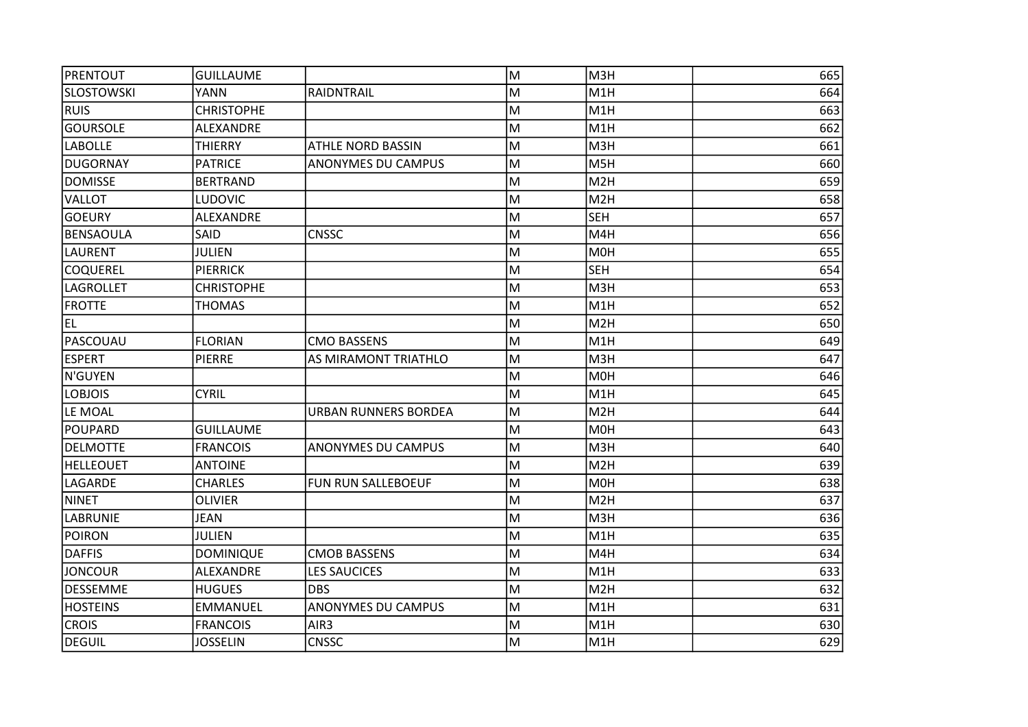| PRENTOUT | GUILLAUME | | M | M3H | 665 |
|---|---|---|---|---|---|
| SLOSTOWSKI | YANN | RAIDNTRAIL | M | M1H | 664 |
| RUIS | CHRISTOPHE | | M | M1H | 663 |
| GOURSOLE | ALEXANDRE | | M | M1H | 662 |
| LABOLLE | THIERRY | ATHLE NORD BASSIN | M | M3H | 661 |
| DUGORNAY | PATRICE | ANONYMES DU CAMPUS | M | M5H | 660 |
| DOMISSE | BERTRAND | | M | M2H | 659 |
| VALLOT | LUDOVIC | | M | M2H | 658 |
| GOEURY | ALEXANDRE | | M | SEH | 657 |
| BENSAOULA | SAID | CNSSC | M | M4H | 656 |
| LAURENT | JULIEN | | M | M0H | 655 |
| COQUEREL | PIERRICK | | M | SEH | 654 |
| LAGROLLET | CHRISTOPHE | | M | M3H | 653 |
| FROTTE | THOMAS | | M | M1H | 652 |
| EL | | | M | M2H | 650 |
| PASCOUAU | FLORIAN | CMO BASSENS | M | M1H | 649 |
| ESPERT | PIERRE | AS MIRAMONT TRIATHLO | M | M3H | 647 |
| N'GUYEN | | | M | M0H | 646 |
| LOBJOIS | CYRIL | | M | M1H | 645 |
| LE MOAL | | URBAN RUNNERS BORDEA | M | M2H | 644 |
| POUPARD | GUILLAUME | | M | M0H | 643 |
| DELMOTTE | FRANCOIS | ANONYMES DU CAMPUS | M | M3H | 640 |
| HELLEOUET | ANTOINE | | M | M2H | 639 |
| LAGARDE | CHARLES | FUN RUN SALLEBOEUF | M | M0H | 638 |
| NINET | OLIVIER | | M | M2H | 637 |
| LABRUNIE | JEAN | | M | M3H | 636 |
| POIRON | JULIEN | | M | M1H | 635 |
| DAFFIS | DOMINIQUE | CMOB BASSENS | M | M4H | 634 |
| JONCOUR | ALEXANDRE | LES SAUCICES | M | M1H | 633 |
| DESSEMME | HUGUES | DBS | M | M2H | 632 |
| HOSTEINS | EMMANUEL | ANONYMES DU CAMPUS | M | M1H | 631 |
| CROIS | FRANCOIS | AIR3 | M | M1H | 630 |
| DEGUIL | JOSSELIN | CNSSC | M | M1H | 629 |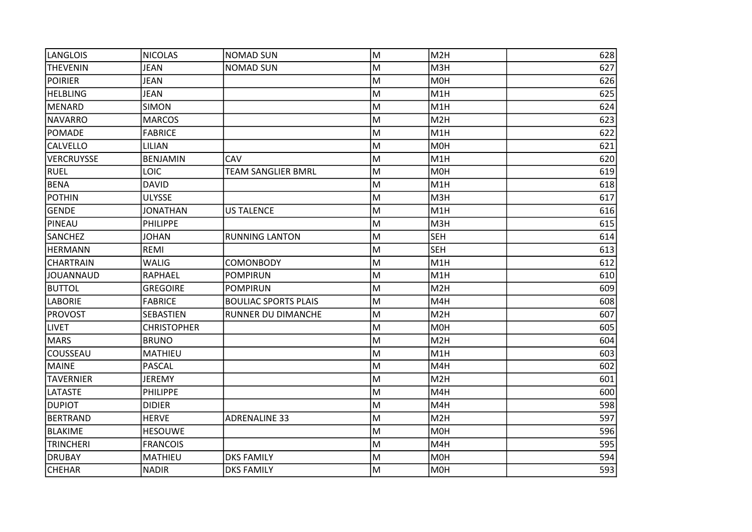| | | | | | |
|---|---|---|---|---|---|
| LANGLOIS | NICOLAS | NOMAD SUN | M | M2H | 628 |
| THEVENIN | JEAN | NOMAD SUN | M | M3H | 627 |
| POIRIER | JEAN | | M | M0H | 626 |
| HELBLING | JEAN | | M | M1H | 625 |
| MENARD | SIMON | | M | M1H | 624 |
| NAVARRO | MARCOS | | M | M2H | 623 |
| POMADE | FABRICE | | M | M1H | 622 |
| CALVELLO | LILIAN | | M | M0H | 621 |
| VERCRUYSSE | BENJAMIN | CAV | M | M1H | 620 |
| RUEL | LOIC | TEAM SANGLIER BMRL | M | M0H | 619 |
| BENA | DAVID | | M | M1H | 618 |
| POTHIN | ULYSSE | | M | M3H | 617 |
| GENDE | JONATHAN | US TALENCE | M | M1H | 616 |
| PINEAU | PHILIPPE | | M | M3H | 615 |
| SANCHEZ | JOHAN | RUNNING LANTON | M | SEH | 614 |
| HERMANN | REMI | | M | SEH | 613 |
| CHARTRAIN | WALIG | COMONBODY | M | M1H | 612 |
| JOUANNAUD | RAPHAEL | POMPIRUN | M | M1H | 610 |
| BUTTOL | GREGOIRE | POMPIRUN | M | M2H | 609 |
| LABORIE | FABRICE | BOULIAC SPORTS PLAIS | M | M4H | 608 |
| PROVOST | SEBASTIEN | RUNNER DU DIMANCHE | M | M2H | 607 |
| LIVET | CHRISTOPHER | | M | M0H | 605 |
| MARS | BRUNO | | M | M2H | 604 |
| COUSSEAU | MATHIEU | | M | M1H | 603 |
| MAINE | PASCAL | | M | M4H | 602 |
| TAVERNIER | JEREMY | | M | M2H | 601 |
| LATASTE | PHILIPPE | | M | M4H | 600 |
| DUPIOT | DIDIER | | M | M4H | 598 |
| BERTRAND | HERVE | ADRENALINE 33 | M | M2H | 597 |
| BLAKIME | HESOUWE | | M | M0H | 596 |
| TRINCHERI | FRANCOIS | | M | M4H | 595 |
| DRUBAY | MATHIEU | DKS FAMILY | M | M0H | 594 |
| CHEHAR | NADIR | DKS FAMILY | M | M0H | 593 |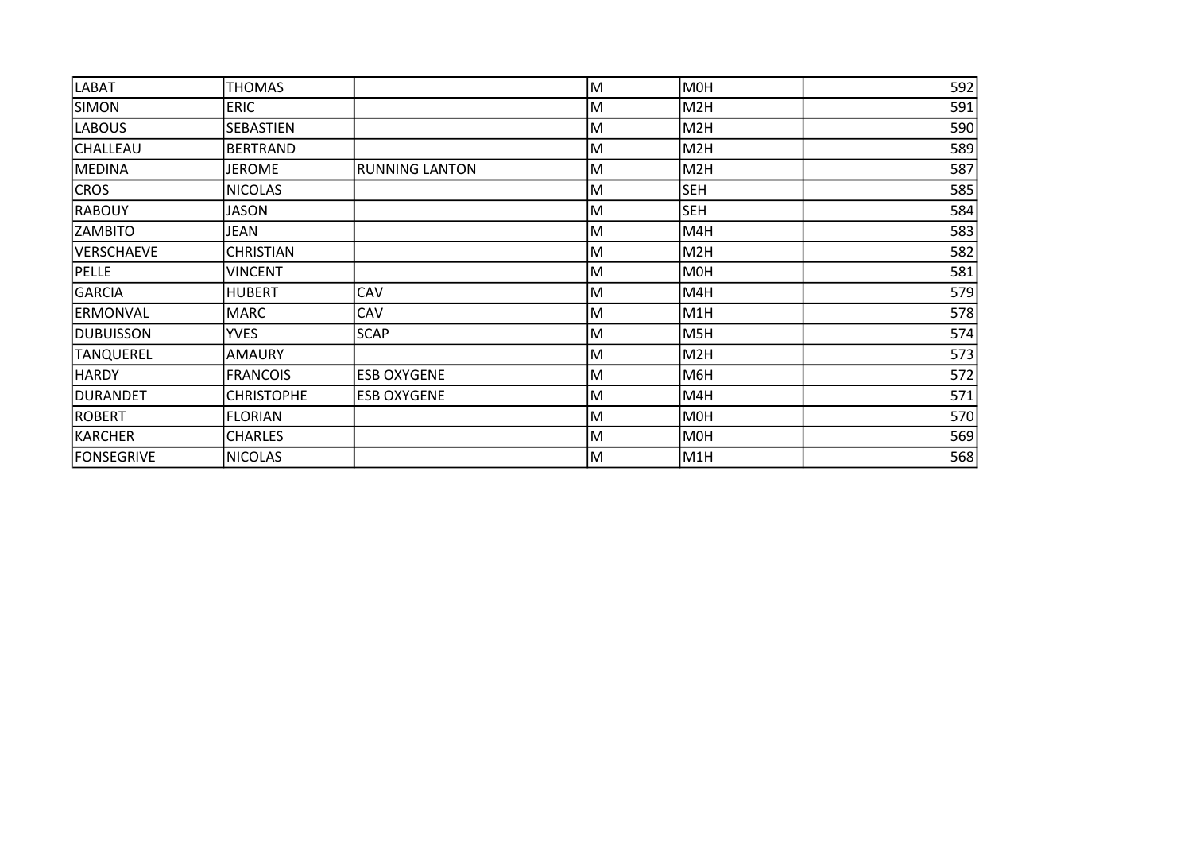| | | | | | |
|---|---|---|---|---|---|
| LABAT | THOMAS | | M | M0H | 592 |
| SIMON | ERIC | | M | M2H | 591 |
| LABOUS | SEBASTIEN | | M | M2H | 590 |
| CHALLEAU | BERTRAND | | M | M2H | 589 |
| MEDINA | JEROME | RUNNING LANTON | M | M2H | 587 |
| CROS | NICOLAS | | M | SEH | 585 |
| RABOUY | JASON | | M | SEH | 584 |
| ZAMBITO | JEAN | | M | M4H | 583 |
| VERSCHAEVE | CHRISTIAN | | M | M2H | 582 |
| PELLE | VINCENT | | M | M0H | 581 |
| GARCIA | HUBERT | CAV | M | M4H | 579 |
| ERMONVAL | MARC | CAV | M | M1H | 578 |
| DUBUISSON | YVES | SCAP | M | M5H | 574 |
| TANQUEREL | AMAURY | | M | M2H | 573 |
| HARDY | FRANCOIS | ESB OXYGENE | M | M6H | 572 |
| DURANDET | CHRISTOPHE | ESB OXYGENE | M | M4H | 571 |
| ROBERT | FLORIAN | | M | M0H | 570 |
| KARCHER | CHARLES | | M | M0H | 569 |
| FONSEGRIVE | NICOLAS | | M | M1H | 568 |